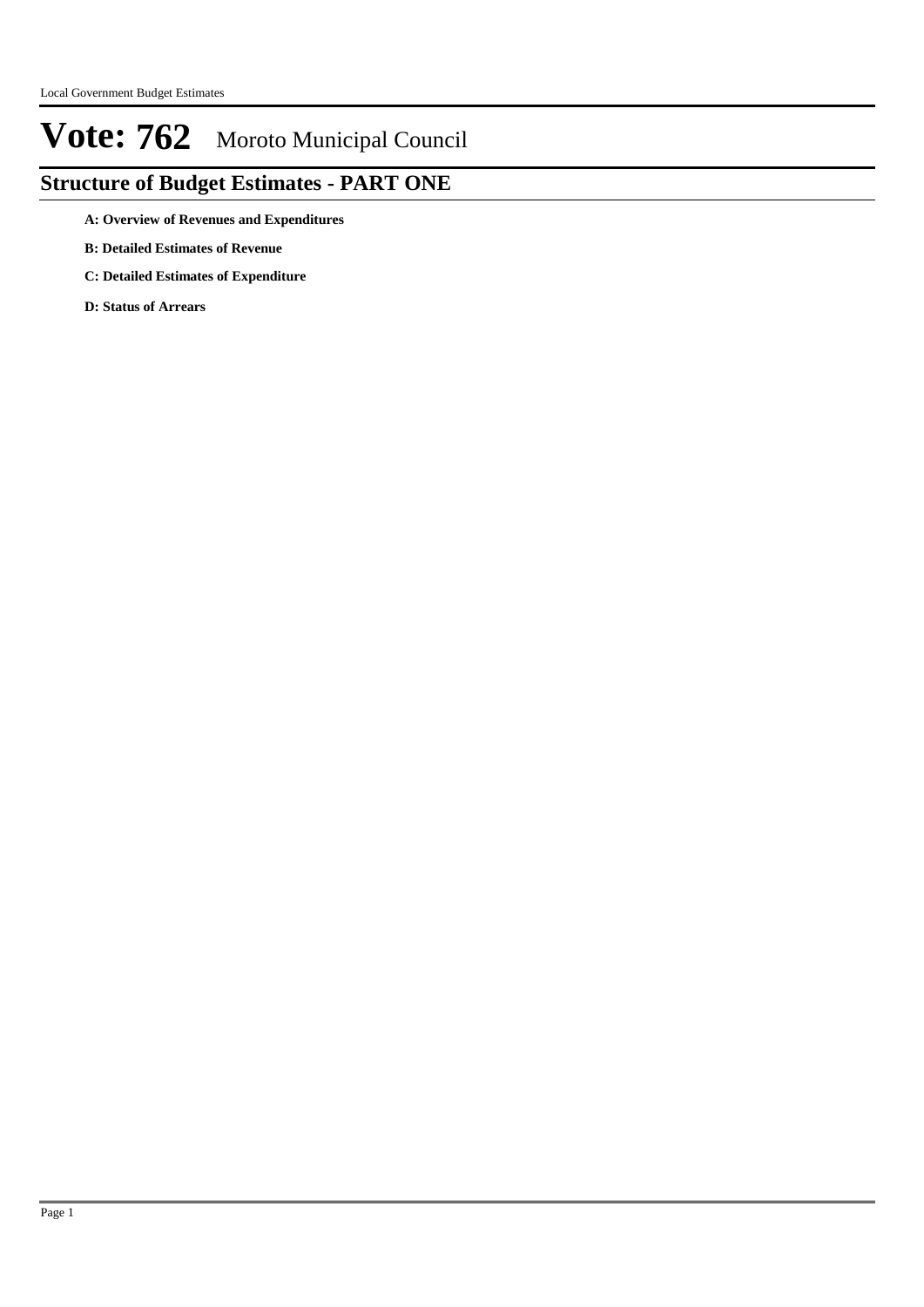# Vote: 762 Moroto Municipal Council

## Structure of Budget Estimates - PART ONE

**A: Overview of Revenues and Expenditures**

**B: Detailed Estimates of Revenue**

**C: Detailed Estimates of Expenditure**

**D: Status of Arrears**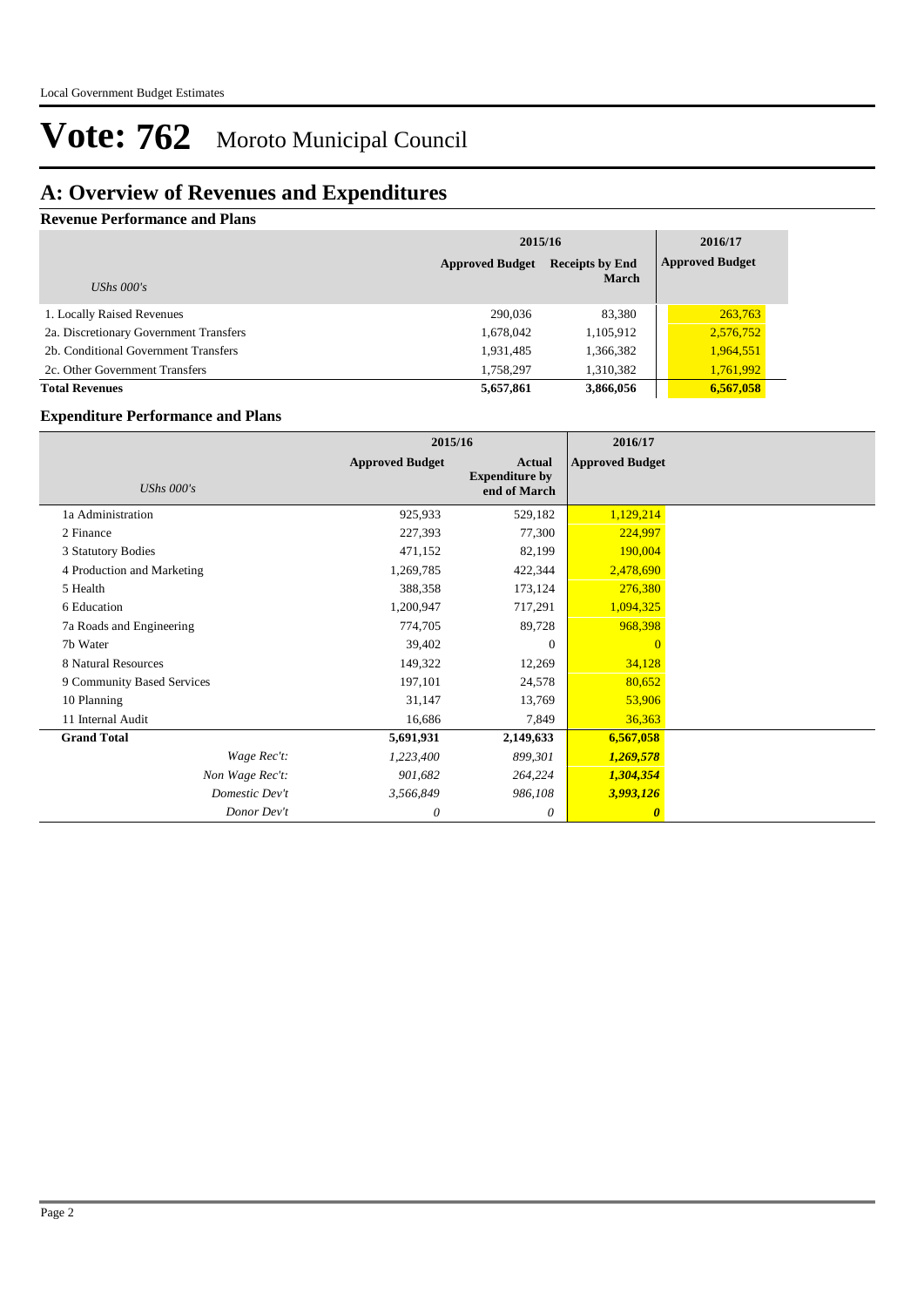# Vote: 762 Moroto Municipal Council

## A: Overview of Revenues and Expenditures

### Revenue Performance and Plans

| UShs 000's | 2015/16 Approved Budget | 2015/16 Receipts by End March | 2016/17 Approved Budget |
|---|---|---|---|
| 1. Locally Raised Revenues | 290,036 | 83,380 | 263,763 |
| 2a. Discretionary Government Transfers | 1,678,042 | 1,105,912 | 2,576,752 |
| 2b. Conditional Government Transfers | 1,931,485 | 1,366,382 | 1,964,551 |
| 2c. Other Government Transfers | 1,758,297 | 1,310,382 | 1,761,992 |
| **Total Revenues** | **5,657,861** | **3,866,056** | **6,567,058** |

### Expenditure Performance and Plans

| UShs 000's | 2015/16 Approved Budget | 2015/16 Actual Expenditure by end of March | 2016/17 Approved Budget |
|---|---|---|---|
| 1a Administration | 925,933 | 529,182 | 1,129,214 |
| 2 Finance | 227,393 | 77,300 | 224,997 |
| 3 Statutory Bodies | 471,152 | 82,199 | 190,004 |
| 4 Production and Marketing | 1,269,785 | 422,344 | 2,478,690 |
| 5 Health | 388,358 | 173,124 | 276,380 |
| 6 Education | 1,200,947 | 717,291 | 1,094,325 |
| 7a Roads and Engineering | 774,705 | 89,728 | 968,398 |
| 7b Water | 39,402 | 0 | 0 |
| 8 Natural Resources | 149,322 | 12,269 | 34,128 |
| 9 Community Based Services | 197,101 | 24,578 | 80,652 |
| 10 Planning | 31,147 | 13,769 | 53,906 |
| 11 Internal Audit | 16,686 | 7,849 | 36,363 |
| **Grand Total** | **5,691,931** | **2,149,633** | **6,567,058** |
| *Wage Rec't:* | *1,223,400* | *899,301* | ***1,269,578*** |
| *Non Wage Rec't:* | *901,682* | *264,224* | ***1,304,354*** |
| *Domestic Dev't* | *3,566,849* | *986,108* | ***3,993,126*** |
| *Donor Dev't* | *0* | *0* | ***0*** |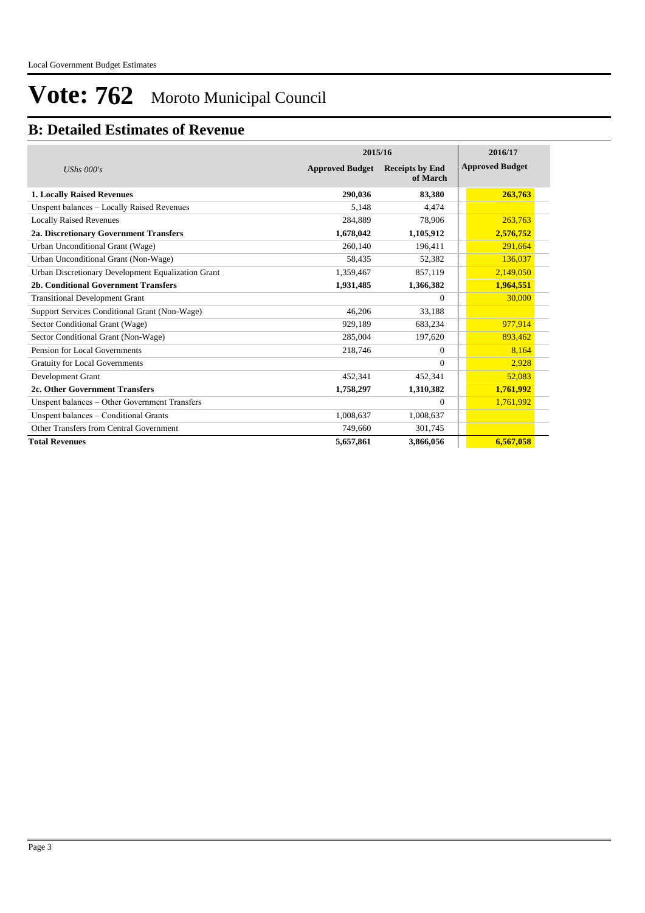# Vote: 762 Moroto Municipal Council

## B: Detailed Estimates of Revenue

| *UShs 000's* | 2015/16 Approved Budget | 2015/16 Receipts by End of March | 2016/17 Approved Budget |
|---|---|---|---|
| **1. Locally Raised Revenues** | **290,036** | **83,380** | **263,763** |
| Unspent balances – Locally Raised Revenues | 5,148 | 4,474 | |
| Locally Raised Revenues | 284,889 | 78,906 | 263,763 |
| **2a. Discretionary Government Transfers** | **1,678,042** | **1,105,912** | **2,576,752** |
| Urban Unconditional Grant (Wage) | 260,140 | 196,411 | 291,664 |
| Urban Unconditional Grant (Non-Wage) | 58,435 | 52,382 | 136,037 |
| Urban Discretionary Development Equalization Grant | 1,359,467 | 857,119 | 2,149,050 |
| **2b. Conditional Government Transfers** | **1,931,485** | **1,366,382** | **1,964,551** |
| Transitional Development Grant | | 0 | 30,000 |
| Support Services Conditional Grant (Non-Wage) | 46,206 | 33,188 | |
| Sector Conditional Grant (Wage) | 929,189 | 683,234 | 977,914 |
| Sector Conditional Grant (Non-Wage) | 285,004 | 197,620 | 893,462 |
| Pension for Local Governments | 218,746 | 0 | 8,164 |
| Gratuity for Local Governments | | 0 | 2,928 |
| Development Grant | 452,341 | 452,341 | 52,083 |
| **2c. Other Government Transfers** | **1,758,297** | **1,310,382** | **1,761,992** |
| Unspent balances – Other Government Transfers | | 0 | 1,761,992 |
| Unspent balances – Conditional Grants | 1,008,637 | 1,008,637 | |
| Other Transfers from Central Government | 749,660 | 301,745 | |
| **Total Revenues** | **5,657,861** | **3,866,056** | **6,567,058** |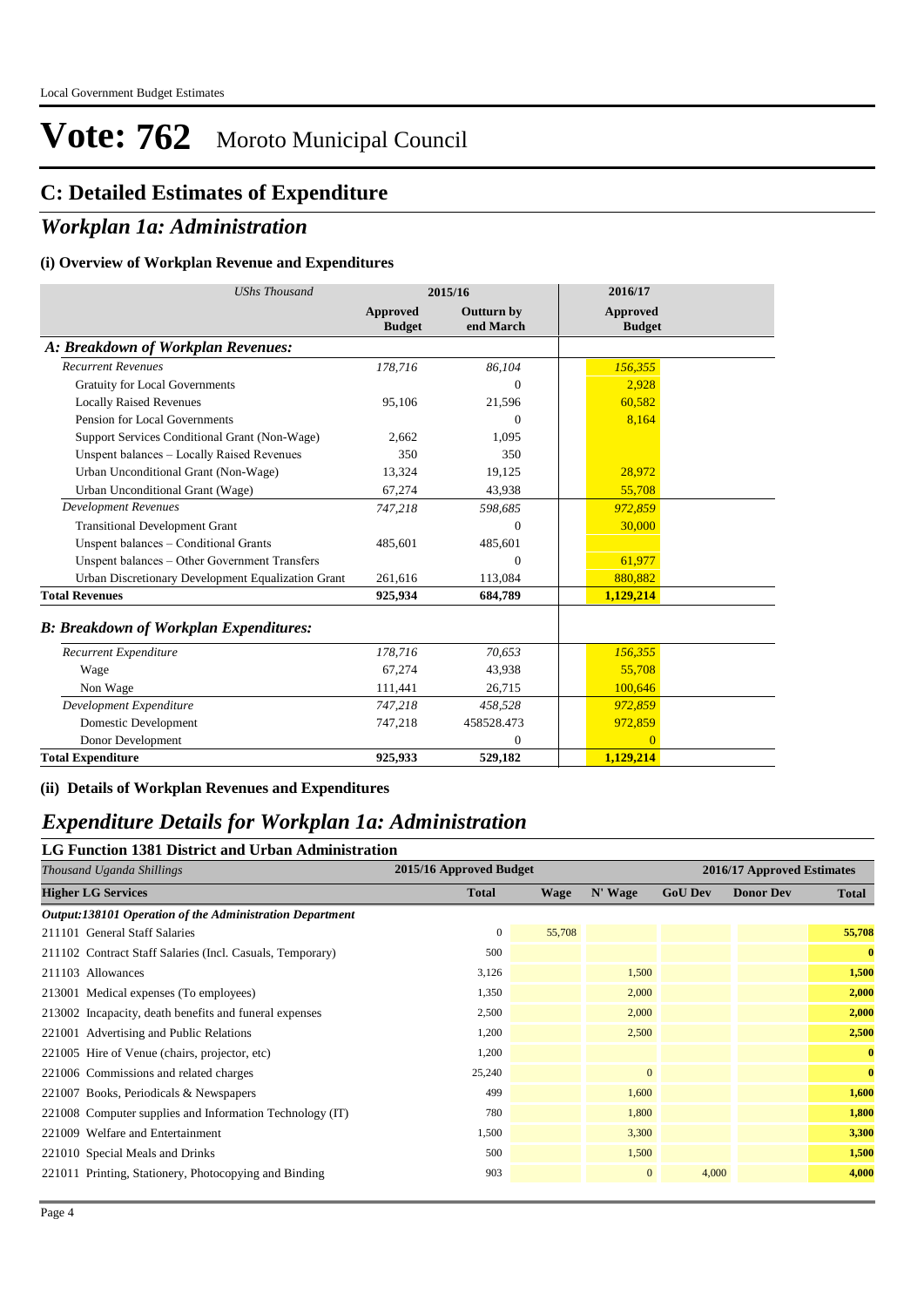# Vote: 762 Moroto Municipal Council

## C: Detailed Estimates of Expenditure

## *Workplan 1a: Administration*

### (i) Overview of Workplan Revenue and Expenditures

| *UShs Thousand* | 2015/16 | | 2016/17 |
|---|---|---|---|
| | **Approved Budget** | **Outturn by end March** | **Approved Budget** |
| ***A: Breakdown of Workplan Revenues:*** | | | |
| *Recurrent Revenues* | *178,716* | *86,104* | *156,355* |
| Gratuity for Local Governments | | 0 | 2,928 |
| Locally Raised Revenues | 95,106 | 21,596 | 60,582 |
| Pension for Local Governments | | 0 | 8,164 |
| Support Services Conditional Grant (Non-Wage) | 2,662 | 1,095 | |
| Unspent balances – Locally Raised Revenues | 350 | 350 | |
| Urban Unconditional Grant (Non-Wage) | 13,324 | 19,125 | 28,972 |
| Urban Unconditional Grant (Wage) | 67,274 | 43,938 | 55,708 |
| *Development Revenues* | *747,218* | *598,685* | *972,859* |
| Transitional Development Grant | | 0 | 30,000 |
| Unspent balances – Conditional Grants | 485,601 | 485,601 | |
| Unspent balances – Other Government Transfers | | 0 | 61,977 |
| Urban Discretionary Development Equalization Grant | 261,616 | 113,084 | 880,882 |
| **Total Revenues** | **925,934** | **684,789** | **1,129,214** |
| ***B: Breakdown of Workplan Expenditures:*** | | | |
| *Recurrent Expenditure* | *178,716* | *70,653* | *156,355* |
| Wage | 67,274 | 43,938 | 55,708 |
| Non Wage | 111,441 | 26,715 | 100,646 |
| *Development Expenditure* | *747,218* | *458,528* | *972,859* |
| Domestic Development | 747,218 | 458528.473 | 972,859 |
| Donor Development | | 0 | 0 |
| **Total Expenditure** | **925,933** | **529,182** | **1,129,214** |

### (ii) Details of Workplan Revenues and Expenditures

## *Expenditure Details for Workplan 1a: Administration*

### LG Function 1381 District and Urban Administration

| *Thousand Uganda Shillings* | 2015/16 Approved Budget | 2016/17 Approved Estimates | | | | |
|---|---|---|---|---|---|---|
| **Higher LG Services** | **Total** | **Wage** | **N' Wage** | **GoU Dev** | **Donor Dev** | **Total** |
| ***Output:138101 Operation of the Administration Department*** | | | | | | |
| 211101 General Staff Salaries | 0 | 55,708 | | | | **55,708** |
| 211102 Contract Staff Salaries (Incl. Casuals, Temporary) | 500 | | | | | **0** |
| 211103 Allowances | 3,126 | | 1,500 | | | **1,500** |
| 213001 Medical expenses (To employees) | 1,350 | | 2,000 | | | **2,000** |
| 213002 Incapacity, death benefits and funeral expenses | 2,500 | | 2,000 | | | **2,000** |
| 221001 Advertising and Public Relations | 1,200 | | 2,500 | | | **2,500** |
| 221005 Hire of Venue (chairs, projector, etc) | 1,200 | | | | | **0** |
| 221006 Commissions and related charges | 25,240 | | 0 | | | **0** |
| 221007 Books, Periodicals & Newspapers | 499 | | 1,600 | | | **1,600** |
| 221008 Computer supplies and Information Technology (IT) | 780 | | 1,800 | | | **1,800** |
| 221009 Welfare and Entertainment | 1,500 | | 3,300 | | | **3,300** |
| 221010 Special Meals and Drinks | 500 | | 1,500 | | | **1,500** |
| 221011 Printing, Stationery, Photocopying and Binding | 903 | | 0 | 4,000 | | **4,000** |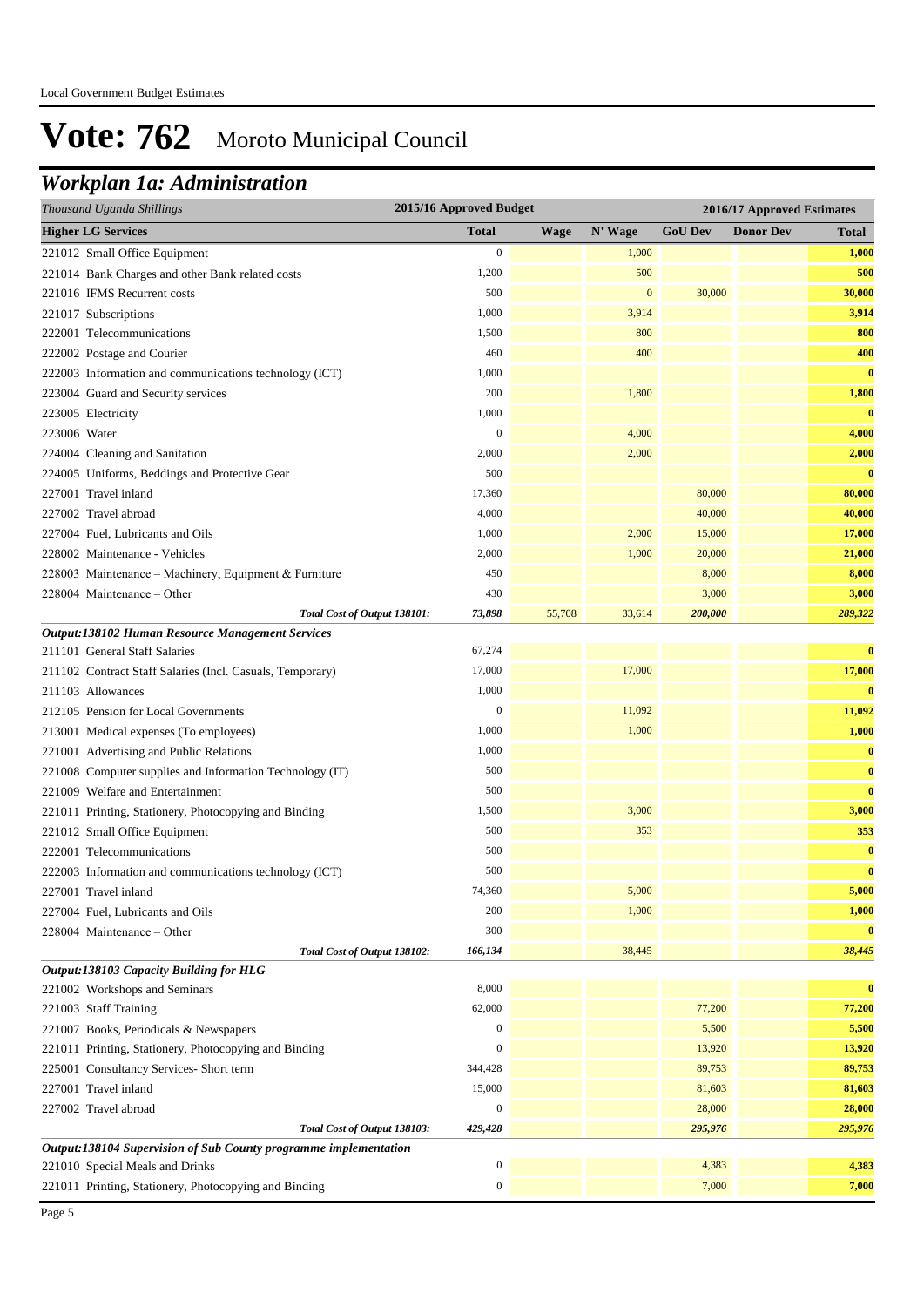# Vote: 762 Moroto Municipal Council

## Workplan 1a: Administration

| Thousand Uganda Shillings | 2015/16 Approved Budget | 2016/17 Approved Estimates | | | | |
|---|---|---|---|---|---|---|
| **Higher LG Services** | **Total** | **Wage** | **N' Wage** | **GoU Dev** | **Donor Dev** | **Total** |
| 221012 Small Office Equipment | 0 | | 1,000 | | | **1,000** |
| 221014 Bank Charges and other Bank related costs | 1,200 | | 500 | | | **500** |
| 221016 IFMS Recurrent costs | 500 | | 0 | 30,000 | | **30,000** |
| 221017 Subscriptions | 1,000 | | 3,914 | | | **3,914** |
| 222001 Telecommunications | 1,500 | | 800 | | | **800** |
| 222002 Postage and Courier | 460 | | 400 | | | **400** |
| 222003 Information and communications technology (ICT) | 1,000 | | | | | **0** |
| 223004 Guard and Security services | 200 | | 1,800 | | | **1,800** |
| 223005 Electricity | 1,000 | | | | | **0** |
| 223006 Water | 0 | | 4,000 | | | **4,000** |
| 224004 Cleaning and Sanitation | 2,000 | | 2,000 | | | **2,000** |
| 224005 Uniforms, Beddings and Protective Gear | 500 | | | | | **0** |
| 227001 Travel inland | 17,360 | | | 80,000 | | **80,000** |
| 227002 Travel abroad | 4,000 | | | 40,000 | | **40,000** |
| 227004 Fuel, Lubricants and Oils | 1,000 | | 2,000 | 15,000 | | **17,000** |
| 228002 Maintenance - Vehicles | 2,000 | | 1,000 | 20,000 | | **21,000** |
| 228003 Maintenance – Machinery, Equipment & Furniture | 450 | | | 8,000 | | **8,000** |
| 228004 Maintenance – Other | 430 | | | 3,000 | | **3,000** |
| *Total Cost of Output 138101:* | *73,898* | 55,708 | 33,614 | *200,000* | | *289,322* |
| ***Output:138102 Human Resource Management Services*** | | | | | | |
| 211101 General Staff Salaries | 67,274 | | | | | **0** |
| 211102 Contract Staff Salaries (Incl. Casuals, Temporary) | 17,000 | | 17,000 | | | **17,000** |
| 211103 Allowances | 1,000 | | | | | **0** |
| 212105 Pension for Local Governments | 0 | | 11,092 | | | **11,092** |
| 213001 Medical expenses (To employees) | 1,000 | | 1,000 | | | **1,000** |
| 221001 Advertising and Public Relations | 1,000 | | | | | **0** |
| 221008 Computer supplies and Information Technology (IT) | 500 | | | | | **0** |
| 221009 Welfare and Entertainment | 500 | | | | | **0** |
| 221011 Printing, Stationery, Photocopying and Binding | 1,500 | | 3,000 | | | **3,000** |
| 221012 Small Office Equipment | 500 | | 353 | | | **353** |
| 222001 Telecommunications | 500 | | | | | **0** |
| 222003 Information and communications technology (ICT) | 500 | | | | | **0** |
| 227001 Travel inland | 74,360 | | 5,000 | | | **5,000** |
| 227004 Fuel, Lubricants and Oils | 200 | | 1,000 | | | **1,000** |
| 228004 Maintenance – Other | 300 | | | | | **0** |
| *Total Cost of Output 138102:* | *166,134* | | 38,445 | | | *38,445* |
| ***Output:138103 Capacity Building for HLG*** | | | | | | |
| 221002 Workshops and Seminars | 8,000 | | | | | **0** |
| 221003 Staff Training | 62,000 | | | 77,200 | | **77,200** |
| 221007 Books, Periodicals & Newspapers | 0 | | | 5,500 | | **5,500** |
| 221011 Printing, Stationery, Photocopying and Binding | 0 | | | 13,920 | | **13,920** |
| 225001 Consultancy Services- Short term | 344,428 | | | 89,753 | | **89,753** |
| 227001 Travel inland | 15,000 | | | 81,603 | | **81,603** |
| 227002 Travel abroad | 0 | | | 28,000 | | **28,000** |
| *Total Cost of Output 138103:* | *429,428* | | | *295,976* | | *295,976* |
| ***Output:138104 Supervision of Sub County programme implementation*** | | | | | | |
| 221010 Special Meals and Drinks | 0 | | | 4,383 | | **4,383** |
| 221011 Printing, Stationery, Photocopying and Binding | 0 | | | 7,000 | | **7,000** |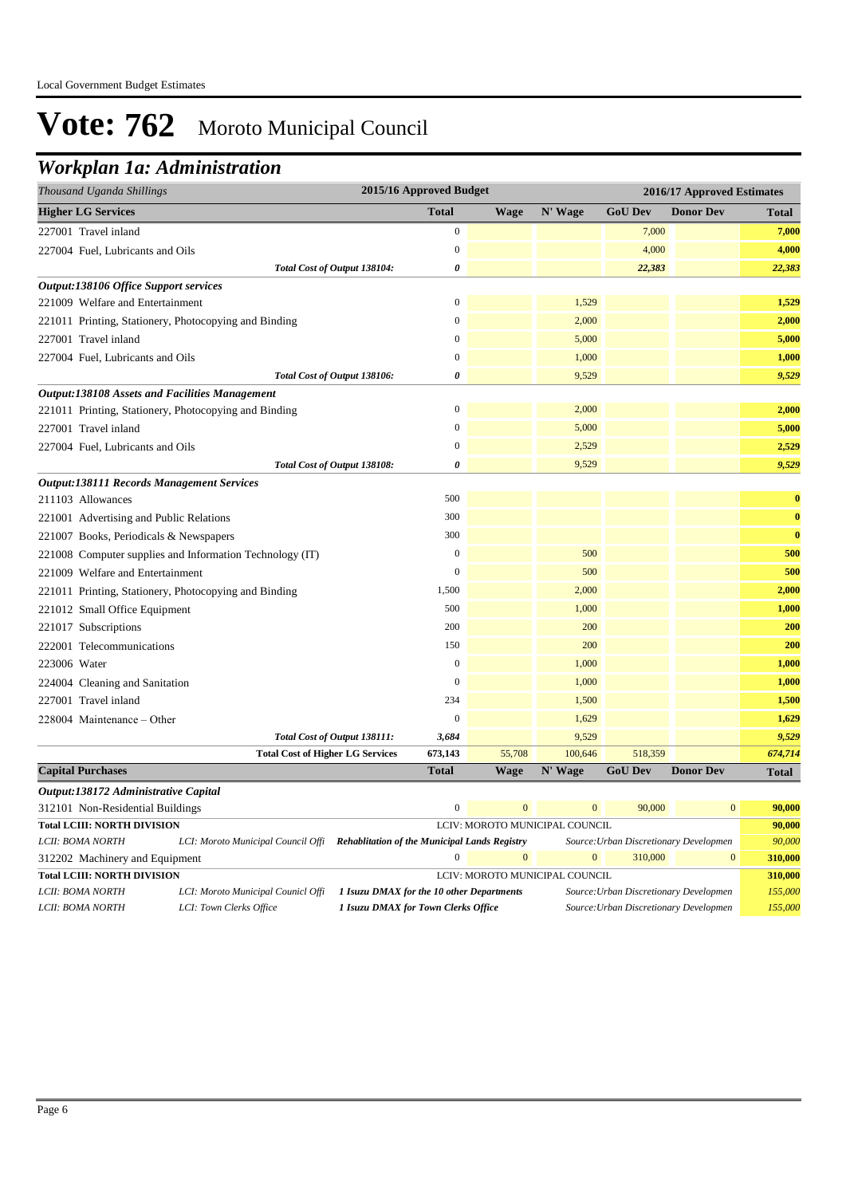# Vote: 762 Moroto Municipal Council

## Workplan 1a: Administration

| Thousand Uganda Shillings | 2015/16 Approved Budget | 2016/17 Approved Estimates | | | | |
|---|---|---|---|---|---|---|
| **Higher LG Services** | **Total** | **Wage** | **N' Wage** | **GoU Dev** | **Donor Dev** | **Total** |
| 227001 Travel inland | 0 | | | 7,000 | | 7,000 |
| 227004 Fuel, Lubricants and Oils | 0 | | | 4,000 | | 4,000 |
| *Total Cost of Output 138104:* | *0* | | | *22,383* | | *22,383* |
| ***Output:138106 Office Support services*** | | | | | | |
| 221009 Welfare and Entertainment | 0 | | 1,529 | | | 1,529 |
| 221011 Printing, Stationery, Photocopying and Binding | 0 | | 2,000 | | | 2,000 |
| 227001 Travel inland | 0 | | 5,000 | | | 5,000 |
| 227004 Fuel, Lubricants and Oils | 0 | | 1,000 | | | 1,000 |
| *Total Cost of Output 138106:* | *0* | | 9,529 | | | *9,529* |
| ***Output:138108 Assets and Facilities Management*** | | | | | | |
| 221011 Printing, Stationery, Photocopying and Binding | 0 | | 2,000 | | | 2,000 |
| 227001 Travel inland | 0 | | 5,000 | | | 5,000 |
| 227004 Fuel, Lubricants and Oils | 0 | | 2,529 | | | 2,529 |
| *Total Cost of Output 138108:* | *0* | | 9,529 | | | *9,529* |
| ***Output:138111 Records Management Services*** | | | | | | |
| 211103 Allowances | 500 | | | | | 0 |
| 221001 Advertising and Public Relations | 300 | | | | | 0 |
| 221007 Books, Periodicals & Newspapers | 300 | | | | | 0 |
| 221008 Computer supplies and Information Technology (IT) | 0 | | 500 | | | 500 |
| 221009 Welfare and Entertainment | 0 | | 500 | | | 500 |
| 221011 Printing, Stationery, Photocopying and Binding | 1,500 | | 2,000 | | | 2,000 |
| 221012 Small Office Equipment | 500 | | 1,000 | | | 1,000 |
| 221017 Subscriptions | 200 | | 200 | | | 200 |
| 222001 Telecommunications | 150 | | 200 | | | 200 |
| 223006 Water | 0 | | 1,000 | | | 1,000 |
| 224004 Cleaning and Sanitation | 0 | | 1,000 | | | 1,000 |
| 227001 Travel inland | 234 | | 1,500 | | | 1,500 |
| 228004 Maintenance – Other | 0 | | 1,629 | | | 1,629 |
| *Total Cost of Output 138111:* | *3,684* | | 9,529 | | | *9,529* |
| **Total Cost of Higher LG Services** | **673,143** | 55,708 | 100,646 | 518,359 | | **674,714** |
| **Capital Purchases** | **Total** | **Wage** | **N' Wage** | **GoU Dev** | **Donor Dev** | **Total** |
| ***Output:138172 Administrative Capital*** | | | | | | |
| 312101 Non-Residential Buildings | 0 | 0 | 0 | 90,000 | 0 | 90,000 |
| **Total LCIII: NORTH DIVISION** | LCIV: MOROTO MUNICIPAL COUNCIL | | | | | **90,000** |
| *LCII: BOMA NORTH — LCI: Moroto Municipal Council Offi* | ***Rehablitation of the Municipal Lands Registry*** | | | *Source:Urban Discretionary Developmen* | | *90,000* |
| 312202 Machinery and Equipment | 0 | 0 | 0 | 310,000 | 0 | 310,000 |
| **Total LCIII: NORTH DIVISION** | LCIV: MOROTO MUNICIPAL COUNCIL | | | | | **310,000** |
| *LCII: BOMA NORTH — LCI: Moroto Municipal Counicl Offi* | ***1 Isuzu DMAX for the 10 other Departments*** | | | *Source:Urban Discretionary Developmen* | | *155,000* |
| *LCII: BOMA NORTH — LCI: Town Clerks Office* | ***1 Isuzu DMAX for Town Clerks Office*** | | | *Source:Urban Discretionary Developmen* | | *155,000* |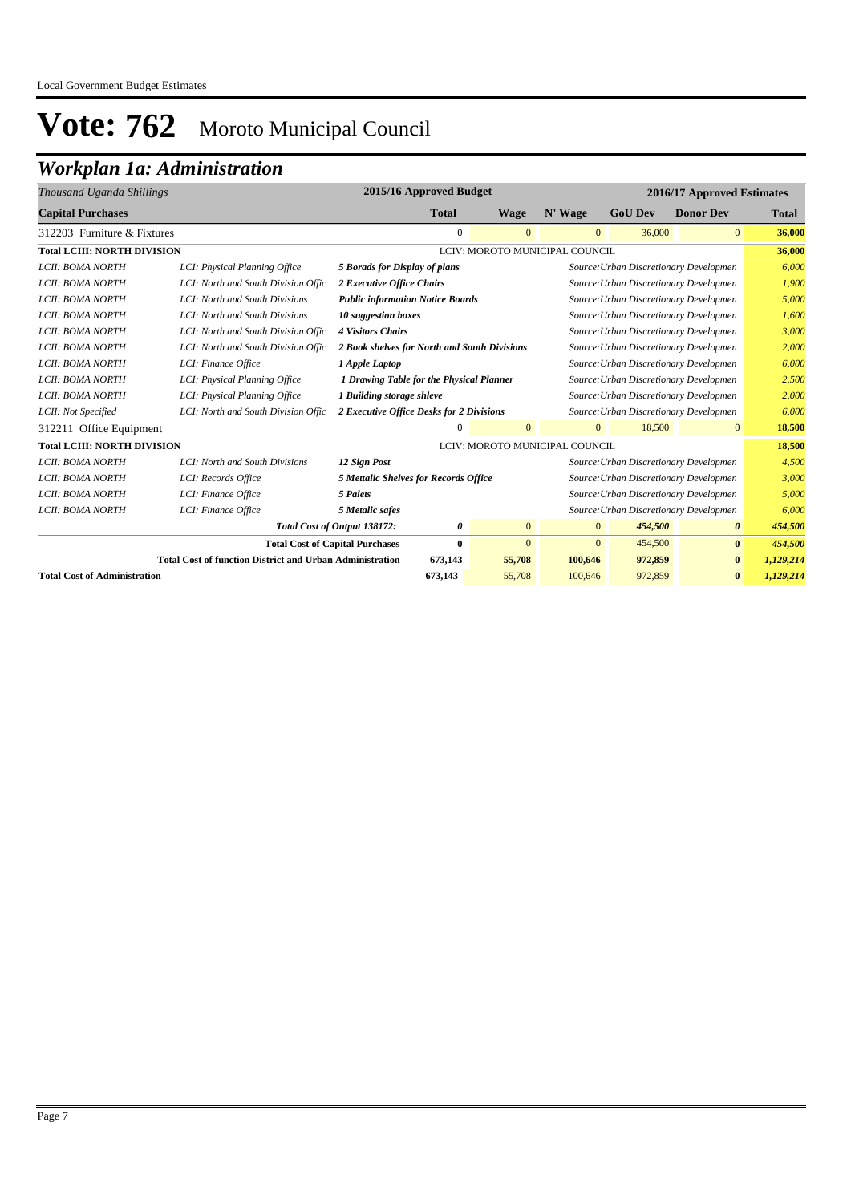# Vote: 762 Moroto Municipal Council

## Workplan 1a: Administration

| Thousand Uganda Shillings | | | 2015/16 Approved Budget | 2016/17 Approved Estimates | | | | |
|---|---|---|---|---|---|---|---|---|
| **Capital Purchases** | | | **Total** | **Wage** | **N' Wage** | **GoU Dev** | **Donor Dev** | **Total** |
| 312203 Furniture & Fixtures | | | 0 | 0 | 0 | 36,000 | 0 | **36,000** |
| **Total LCIII: NORTH DIVISION** | | | LCIV: MOROTO MUNICIPAL COUNCIL | | | | | **36,000** |
| *LCII: BOMA NORTH* | *LCI: Physical Planning Office* | ***5 Borads for Display of plans*** | | | | *Source:Urban Discretionary Developmen* | | *6,000* |
| *LCII: BOMA NORTH* | *LCI: North and South Division Offic* | ***2 Executive Office Chairs*** | | | | *Source:Urban Discretionary Developmen* | | *1,900* |
| *LCII: BOMA NORTH* | *LCI: North and South Divisions* | ***Public information Notice Boards*** | | | | *Source:Urban Discretionary Developmen* | | *5,000* |
| *LCII: BOMA NORTH* | *LCI: North and South Divisions* | ***10 suggestion boxes*** | | | | *Source:Urban Discretionary Developmen* | | *1,600* |
| *LCII: BOMA NORTH* | *LCI: North and South Division Offic* | ***4 Visitors Chairs*** | | | | *Source:Urban Discretionary Developmen* | | *3,000* |
| *LCII: BOMA NORTH* | *LCI: North and South Division Offic* | ***2 Book shelves for North and South Divisions*** | | | | *Source:Urban Discretionary Developmen* | | *2,000* |
| *LCII: BOMA NORTH* | *LCI: Finance Office* | ***1 Apple Laptop*** | | | | *Source:Urban Discretionary Developmen* | | *6,000* |
| *LCII: BOMA NORTH* | *LCI: Physical Planning Office* | ***1 Drawing Table for the Physical Planner*** | | | | *Source:Urban Discretionary Developmen* | | *2,500* |
| *LCII: BOMA NORTH* | *LCI: Physical Planning Office* | ***1 Building storage shleve*** | | | | *Source:Urban Discretionary Developmen* | | *2,000* |
| *LCII: Not Specified* | *LCI: North and South Division Offic* | ***2 Executive Office Desks for 2 Divisions*** | | | | *Source:Urban Discretionary Developmen* | | *6,000* |
| 312211 Office Equipment | | | 0 | 0 | 0 | 18,500 | 0 | **18,500** |
| **Total LCIII: NORTH DIVISION** | | | LCIV: MOROTO MUNICIPAL COUNCIL | | | | | **18,500** |
| *LCII: BOMA NORTH* | *LCI: North and South Divisions* | ***12 Sign Post*** | | | | *Source:Urban Discretionary Developmen* | | *4,500* |
| *LCII: BOMA NORTH* | *LCI: Records Office* | ***5 Mettalic Shelves for Records Office*** | | | | *Source:Urban Discretionary Developmen* | | *3,000* |
| *LCII: BOMA NORTH* | *LCI: Finance Office* | ***5 Palets*** | | | | *Source:Urban Discretionary Developmen* | | *5,000* |
| *LCII: BOMA NORTH* | *LCI: Finance Office* | ***5 Metalic safes*** | | | | *Source:Urban Discretionary Developmen* | | *6,000* |
| | | ***Total Cost of Output 138172:*** | ***0*** | 0 | 0 | ***454,500*** | ***0*** | ***454,500*** |
| | | **Total Cost of Capital Purchases** | **0** | 0 | 0 | 454,500 | **0** | ***454,500*** |
| | **Total Cost of function District and Urban Administration** | | **673,143** | **55,708** | **100,646** | **972,859** | **0** | ***1,129,214*** |
| **Total Cost of Administration** | | | **673,143** | 55,708 | 100,646 | 972,859 | **0** | ***1,129,214*** |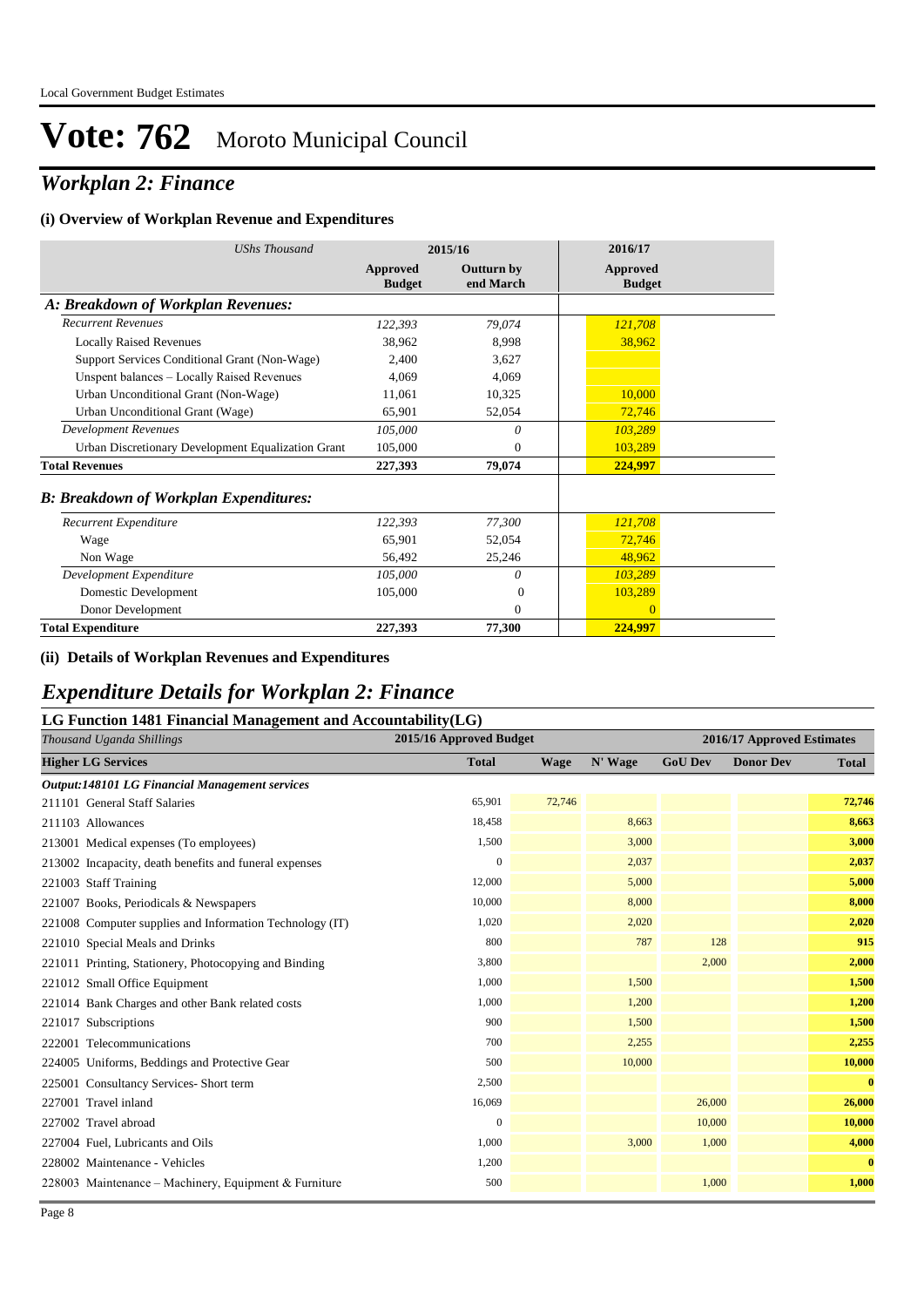# Vote: 762 Moroto Municipal Council

## *Workplan 2: Finance*

### (i) Overview of Workplan Revenue and Expenditures

| *UShs Thousand* | 2015/16 | | 2016/17 |
|---|---|---|---|
| | **Approved Budget** | **Outturn by end March** | **Approved Budget** |
| ***A: Breakdown of Workplan Revenues:*** | | | |
| *Recurrent Revenues* | *122,393* | *79,074* | *121,708* |
| Locally Raised Revenues | 38,962 | 8,998 | 38,962 |
| Support Services Conditional Grant (Non-Wage) | 2,400 | 3,627 | |
| Unspent balances – Locally Raised Revenues | 4,069 | 4,069 | |
| Urban Unconditional Grant (Non-Wage) | 11,061 | 10,325 | 10,000 |
| Urban Unconditional Grant (Wage) | 65,901 | 52,054 | 72,746 |
| *Development Revenues* | *105,000* | *0* | *103,289* |
| Urban Discretionary Development Equalization Grant | 105,000 | 0 | 103,289 |
| **Total Revenues** | **227,393** | **79,074** | **224,997** |
| ***B: Breakdown of Workplan Expenditures:*** | | | |
| *Recurrent Expenditure* | *122,393* | *77,300* | *121,708* |
| Wage | 65,901 | 52,054 | 72,746 |
| Non Wage | 56,492 | 25,246 | 48,962 |
| *Development Expenditure* | *105,000* | *0* | *103,289* |
| Domestic Development | 105,000 | 0 | 103,289 |
| Donor Development | | 0 | 0 |
| **Total Expenditure** | **227,393** | **77,300** | **224,997** |

### (ii) Details of Workplan Revenues and Expenditures

## *Expenditure Details for Workplan 2: Finance*

### LG Function 1481 Financial Management and Accountability(LG)

| *Thousand Uganda Shillings* | 2015/16 Approved Budget | 2016/17 Approved Estimates | | | | |
|---|---|---|---|---|---|---|
| **Higher LG Services** | **Total** | **Wage** | **N' Wage** | **GoU Dev** | **Donor Dev** | **Total** |
| ***Output:148101 LG Financial Management services*** | | | | | | |
| 211101 General Staff Salaries | 65,901 | 72,746 | | | | **72,746** |
| 211103 Allowances | 18,458 | | 8,663 | | | **8,663** |
| 213001 Medical expenses (To employees) | 1,500 | | 3,000 | | | **3,000** |
| 213002 Incapacity, death benefits and funeral expenses | 0 | | 2,037 | | | **2,037** |
| 221003 Staff Training | 12,000 | | 5,000 | | | **5,000** |
| 221007 Books, Periodicals & Newspapers | 10,000 | | 8,000 | | | **8,000** |
| 221008 Computer supplies and Information Technology (IT) | 1,020 | | 2,020 | | | **2,020** |
| 221010 Special Meals and Drinks | 800 | | 787 | 128 | | **915** |
| 221011 Printing, Stationery, Photocopying and Binding | 3,800 | | | 2,000 | | **2,000** |
| 221012 Small Office Equipment | 1,000 | | 1,500 | | | **1,500** |
| 221014 Bank Charges and other Bank related costs | 1,000 | | 1,200 | | | **1,200** |
| 221017 Subscriptions | 900 | | 1,500 | | | **1,500** |
| 222001 Telecommunications | 700 | | 2,255 | | | **2,255** |
| 224005 Uniforms, Beddings and Protective Gear | 500 | | 10,000 | | | **10,000** |
| 225001 Consultancy Services- Short term | 2,500 | | | | | **0** |
| 227001 Travel inland | 16,069 | | | 26,000 | | **26,000** |
| 227002 Travel abroad | 0 | | | 10,000 | | **10,000** |
| 227004 Fuel, Lubricants and Oils | 1,000 | | 3,000 | 1,000 | | **4,000** |
| 228002 Maintenance - Vehicles | 1,200 | | | | | **0** |
| 228003 Maintenance – Machinery, Equipment & Furniture | 500 | | | 1,000 | | **1,000** |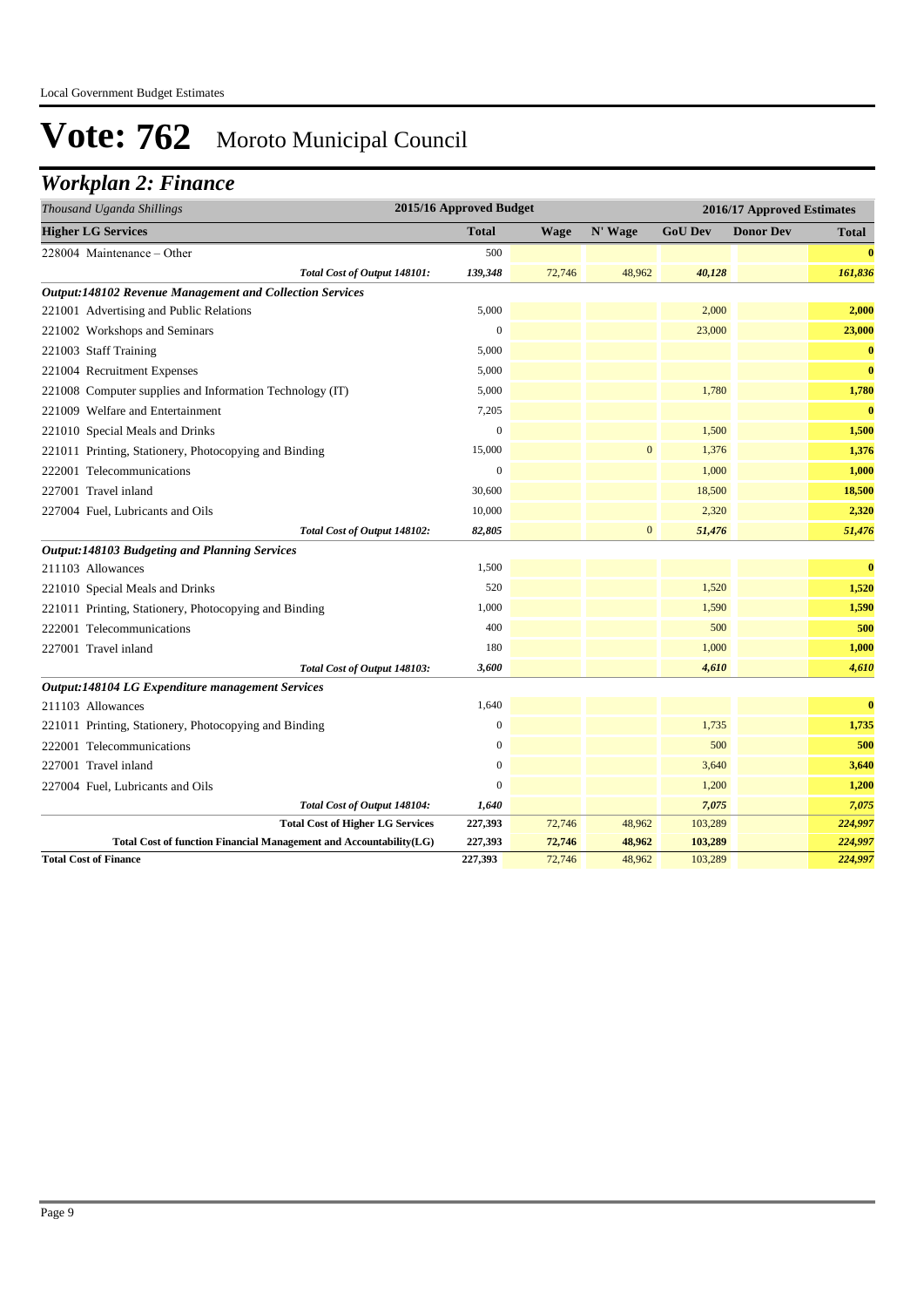# Vote: 762 Moroto Municipal Council

## Workplan 2: Finance

| Thousand Uganda Shillings | 2015/16 Approved Budget | 2016/17 Approved Estimates | | | | |
|---|---|---|---|---|---|---|
| **Higher LG Services** | **Total** | **Wage** | **N' Wage** | **GoU Dev** | **Donor Dev** | **Total** |
| 228004 Maintenance – Other | 500 | | | | | **0** |
| *Total Cost of Output 148101:* | *139,348* | 72,746 | 48,962 | *40,128* | | *161,836* |
| ***Output:148102 Revenue Management and Collection Services*** | | | | | | |
| 221001 Advertising and Public Relations | 5,000 | | | 2,000 | | **2,000** |
| 221002 Workshops and Seminars | 0 | | | 23,000 | | **23,000** |
| 221003 Staff Training | 5,000 | | | | | **0** |
| 221004 Recruitment Expenses | 5,000 | | | | | **0** |
| 221008 Computer supplies and Information Technology (IT) | 5,000 | | | 1,780 | | **1,780** |
| 221009 Welfare and Entertainment | 7,205 | | | | | **0** |
| 221010 Special Meals and Drinks | 0 | | | 1,500 | | **1,500** |
| 221011 Printing, Stationery, Photocopying and Binding | 15,000 | | 0 | 1,376 | | **1,376** |
| 222001 Telecommunications | 0 | | | 1,000 | | **1,000** |
| 227001 Travel inland | 30,600 | | | 18,500 | | **18,500** |
| 227004 Fuel, Lubricants and Oils | 10,000 | | | 2,320 | | **2,320** |
| *Total Cost of Output 148102:* | *82,805* | | 0 | *51,476* | | *51,476* |
| ***Output:148103 Budgeting and Planning Services*** | | | | | | |
| 211103 Allowances | 1,500 | | | | | **0** |
| 221010 Special Meals and Drinks | 520 | | | 1,520 | | **1,520** |
| 221011 Printing, Stationery, Photocopying and Binding | 1,000 | | | 1,590 | | **1,590** |
| 222001 Telecommunications | 400 | | | 500 | | **500** |
| 227001 Travel inland | 180 | | | 1,000 | | **1,000** |
| *Total Cost of Output 148103:* | *3,600* | | | *4,610* | | *4,610* |
| ***Output:148104 LG Expenditure management Services*** | | | | | | |
| 211103 Allowances | 1,640 | | | | | **0** |
| 221011 Printing, Stationery, Photocopying and Binding | 0 | | | 1,735 | | **1,735** |
| 222001 Telecommunications | 0 | | | 500 | | **500** |
| 227001 Travel inland | 0 | | | 3,640 | | **3,640** |
| 227004 Fuel, Lubricants and Oils | 0 | | | 1,200 | | **1,200** |
| *Total Cost of Output 148104:* | *1,640* | | | *7,075* | | *7,075* |
| **Total Cost of Higher LG Services** | **227,393** | 72,746 | 48,962 | 103,289 | | ***224,997*** |
| **Total Cost of function Financial Management and Accountability(LG)** | **227,393** | **72,746** | **48,962** | **103,289** | | ***224,997*** |
| **Total Cost of Finance** | **227,393** | 72,746 | 48,962 | 103,289 | | ***224,997*** |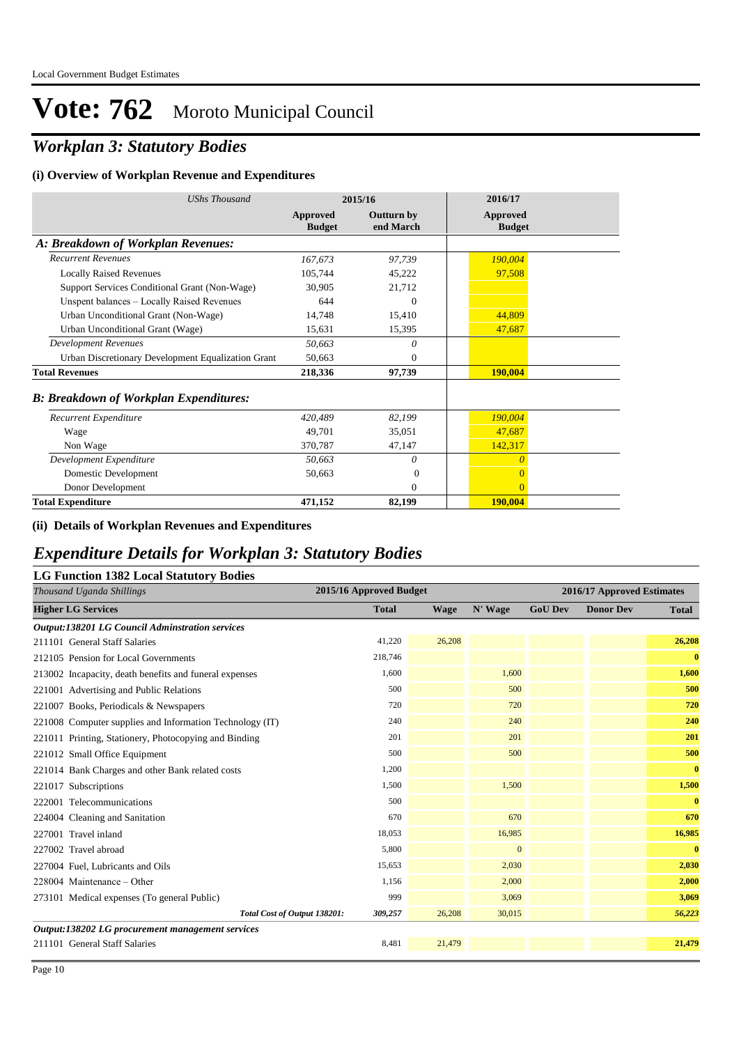# Vote: 762 Moroto Municipal Council

## *Workplan 3: Statutory Bodies*

### (i) Overview of Workplan Revenue and Expenditures

| *UShs Thousand* | 2015/16 Approved Budget | 2015/16 Outturn by end March | 2016/17 Approved Budget |
|---|---|---|---|
| ***A: Breakdown of Workplan Revenues:*** | | | |
| *Recurrent Revenues* | *167,673* | *97,739* | *190,004* |
| Locally Raised Revenues | 105,744 | 45,222 | 97,508 |
| Support Services Conditional Grant (Non-Wage) | 30,905 | 21,712 | |
| Unspent balances – Locally Raised Revenues | 644 | 0 | |
| Urban Unconditional Grant (Non-Wage) | 14,748 | 15,410 | 44,809 |
| Urban Unconditional Grant (Wage) | 15,631 | 15,395 | 47,687 |
| *Development Revenues* | *50,663* | *0* | |
| Urban Discretionary Development Equalization Grant | 50,663 | 0 | |
| **Total Revenues** | **218,336** | **97,739** | **190,004** |
| ***B: Breakdown of Workplan Expenditures:*** | | | |
| *Recurrent Expenditure* | *420,489* | *82,199* | *190,004* |
| Wage | 49,701 | 35,051 | 47,687 |
| Non Wage | 370,787 | 47,147 | 142,317 |
| *Development Expenditure* | *50,663* | *0* | *0* |
| Domestic Development | 50,663 | 0 | 0 |
| Donor Development | | 0 | 0 |
| **Total Expenditure** | **471,152** | **82,199** | **190,004** |

### (ii) Details of Workplan Revenues and Expenditures

## *Expenditure Details for Workplan 3: Statutory Bodies*

### LG Function 1382 Local Statutory Bodies

| *Thousand Uganda Shillings* | 2015/16 Approved Budget | 2016/17 Approved Estimates | | | | |
|---|---|---|---|---|---|---|
| **Higher LG Services** | **Total** | **Wage** | **N' Wage** | **GoU Dev** | **Donor Dev** | **Total** |
| ***Output:138201 LG Council Adminstration services*** | | | | | | |
| 211101 General Staff Salaries | 41,220 | 26,208 | | | | **26,208** |
| 212105 Pension for Local Governments | 218,746 | | | | | **0** |
| 213002 Incapacity, death benefits and funeral expenses | 1,600 | | 1,600 | | | **1,600** |
| 221001 Advertising and Public Relations | 500 | | 500 | | | **500** |
| 221007 Books, Periodicals & Newspapers | 720 | | 720 | | | **720** |
| 221008 Computer supplies and Information Technology (IT) | 240 | | 240 | | | **240** |
| 221011 Printing, Stationery, Photocopying and Binding | 201 | | 201 | | | **201** |
| 221012 Small Office Equipment | 500 | | 500 | | | **500** |
| 221014 Bank Charges and other Bank related costs | 1,200 | | | | | **0** |
| 221017 Subscriptions | 1,500 | | 1,500 | | | **1,500** |
| 222001 Telecommunications | 500 | | | | | **0** |
| 224004 Cleaning and Sanitation | 670 | | 670 | | | **670** |
| 227001 Travel inland | 18,053 | | 16,985 | | | **16,985** |
| 227002 Travel abroad | 5,800 | | 0 | | | **0** |
| 227004 Fuel, Lubricants and Oils | 15,653 | | 2,030 | | | **2,030** |
| 228004 Maintenance – Other | 1,156 | | 2,000 | | | **2,000** |
| 273101 Medical expenses (To general Public) | 999 | | 3,069 | | | **3,069** |
| ***Total Cost of Output 138201:*** | ***309,257*** | *26,208* | *30,015* | | | ***56,223*** |
| ***Output:138202 LG procurement management services*** | | | | | | |
| 211101 General Staff Salaries | 8,481 | 21,479 | | | | **21,479** |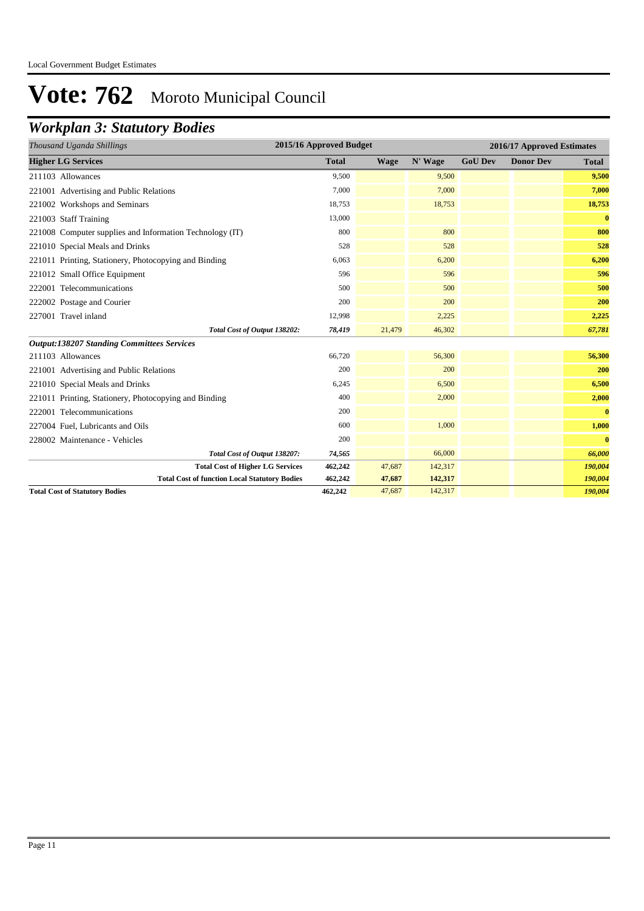# Vote: 762 Moroto Municipal Council

## *Workplan 3: Statutory Bodies*

| *Thousand Uganda Shillings* | 2015/16 Approved Budget | 2016/17 Approved Estimates | | | | |
|---|---|---|---|---|---|---|
| **Higher LG Services** | **Total** | **Wage** | **N' Wage** | **GoU Dev** | **Donor Dev** | **Total** |
| 211103 Allowances | 9,500 | | 9,500 | | | **9,500** |
| 221001 Advertising and Public Relations | 7,000 | | 7,000 | | | **7,000** |
| 221002 Workshops and Seminars | 18,753 | | 18,753 | | | **18,753** |
| 221003 Staff Training | 13,000 | | | | | **0** |
| 221008 Computer supplies and Information Technology (IT) | 800 | | 800 | | | **800** |
| 221010 Special Meals and Drinks | 528 | | 528 | | | **528** |
| 221011 Printing, Stationery, Photocopying and Binding | 6,063 | | 6,200 | | | **6,200** |
| 221012 Small Office Equipment | 596 | | 596 | | | **596** |
| 222001 Telecommunications | 500 | | 500 | | | **500** |
| 222002 Postage and Courier | 200 | | 200 | | | **200** |
| 227001 Travel inland | 12,998 | | 2,225 | | | **2,225** |
| *Total Cost of Output 138202:* | *78,419* | 21,479 | 46,302 | | | ***67,781*** |
| ***Output:138207 Standing Committees Services*** | | | | | | |
| 211103 Allowances | 66,720 | | 56,300 | | | **56,300** |
| 221001 Advertising and Public Relations | 200 | | 200 | | | **200** |
| 221010 Special Meals and Drinks | 6,245 | | 6,500 | | | **6,500** |
| 221011 Printing, Stationery, Photocopying and Binding | 400 | | 2,000 | | | **2,000** |
| 222001 Telecommunications | 200 | | | | | **0** |
| 227004 Fuel, Lubricants and Oils | 600 | | 1,000 | | | **1,000** |
| 228002 Maintenance - Vehicles | 200 | | | | | **0** |
| *Total Cost of Output 138207:* | *74,565* | | 66,000 | | | ***66,000*** |
| **Total Cost of Higher LG Services** | **462,242** | 47,687 | 142,317 | | | ***190,004*** |
| **Total Cost of function Local Statutory Bodies** | **462,242** | **47,687** | **142,317** | | | ***190,004*** |
| **Total Cost of Statutory Bodies** | **462,242** | 47,687 | 142,317 | | | ***190,004*** |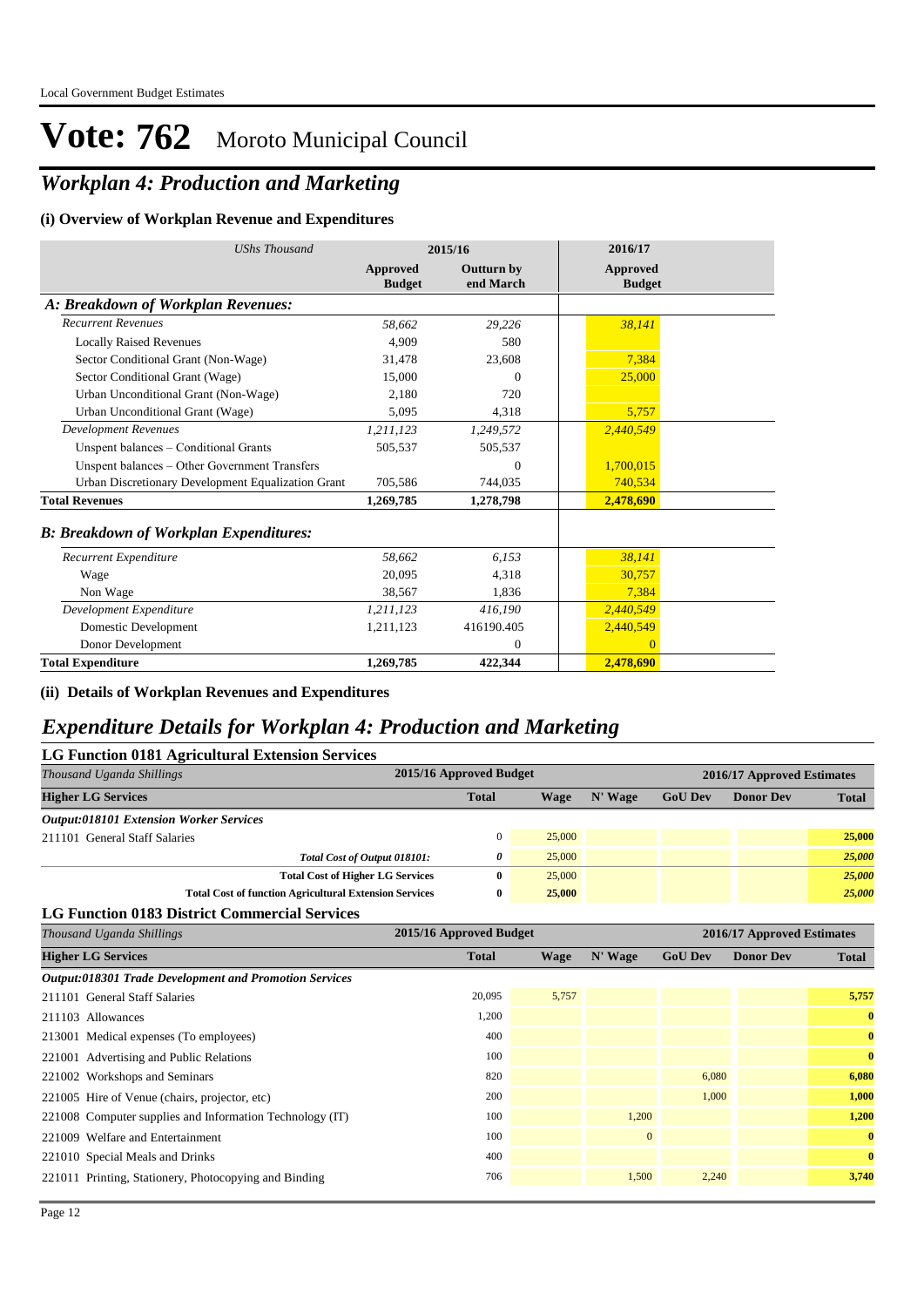# Vote: 762 Moroto Municipal Council

## *Workplan 4: Production and Marketing*

### (i) Overview of Workplan Revenue and Expenditures

| *UShs Thousand* | 2015/16 | | 2016/17 |
|---|---|---|---|
| | **Approved Budget** | **Outturn by end March** | **Approved Budget** |
| ***A: Breakdown of Workplan Revenues:*** | | | |
| *Recurrent Revenues* | *58,662* | *29,226* | *38,141* |
| Locally Raised Revenues | 4,909 | 580 | |
| Sector Conditional Grant (Non-Wage) | 31,478 | 23,608 | 7,384 |
| Sector Conditional Grant (Wage) | 15,000 | 0 | 25,000 |
| Urban Unconditional Grant (Non-Wage) | 2,180 | 720 | |
| Urban Unconditional Grant (Wage) | 5,095 | 4,318 | 5,757 |
| *Development Revenues* | *1,211,123* | *1,249,572* | *2,440,549* |
| Unspent balances – Conditional Grants | 505,537 | 505,537 | |
| Unspent balances – Other Government Transfers | | 0 | 1,700,015 |
| Urban Discretionary Development Equalization Grant | 705,586 | 744,035 | 740,534 |
| **Total Revenues** | **1,269,785** | **1,278,798** | **2,478,690** |
| ***B: Breakdown of Workplan Expenditures:*** | | | |
| *Recurrent Expenditure* | *58,662* | *6,153* | *38,141* |
| Wage | 20,095 | 4,318 | 30,757 |
| Non Wage | 38,567 | 1,836 | 7,384 |
| *Development Expenditure* | *1,211,123* | *416,190* | *2,440,549* |
| Domestic Development | 1,211,123 | 416190.405 | 2,440,549 |
| Donor Development | | 0 | 0 |
| **Total Expenditure** | **1,269,785** | **422,344** | **2,478,690** |

### (ii) Details of Workplan Revenues and Expenditures

## *Expenditure Details for Workplan 4: Production and Marketing*

### LG Function 0181 Agricultural Extension Services

| *Thousand Uganda Shillings* | 2015/16 Approved Budget | 2016/17 Approved Estimates | | | | |
|---|---|---|---|---|---|---|
| **Higher LG Services** | **Total** | **Wage** | **N' Wage** | **GoU Dev** | **Donor Dev** | **Total** |
| ***Output:018101 Extension Worker Services*** | | | | | | |
| 211101 General Staff Salaries | 0 | 25,000 | | | | **25,000** |
| *Total Cost of Output 018101:* | *0* | *25,000* | | | | ***25,000*** |
| **Total Cost of Higher LG Services** | **0** | 25,000 | | | | ***25,000*** |
| **Total Cost of function Agricultural Extension Services** | **0** | **25,000** | | | | ***25,000*** |

### LG Function 0183 District Commercial Services

| *Thousand Uganda Shillings* | 2015/16 Approved Budget | 2016/17 Approved Estimates | | | | |
|---|---|---|---|---|---|---|
| **Higher LG Services** | **Total** | **Wage** | **N' Wage** | **GoU Dev** | **Donor Dev** | **Total** |
| ***Output:018301 Trade Development and Promotion Services*** | | | | | | |
| 211101 General Staff Salaries | 20,095 | 5,757 | | | | **5,757** |
| 211103 Allowances | 1,200 | | | | | **0** |
| 213001 Medical expenses (To employees) | 400 | | | | | **0** |
| 221001 Advertising and Public Relations | 100 | | | | | **0** |
| 221002 Workshops and Seminars | 820 | | | 6,080 | | **6,080** |
| 221005 Hire of Venue (chairs, projector, etc) | 200 | | | 1,000 | | **1,000** |
| 221008 Computer supplies and Information Technology (IT) | 100 | | 1,200 | | | **1,200** |
| 221009 Welfare and Entertainment | 100 | | 0 | | | **0** |
| 221010 Special Meals and Drinks | 400 | | | | | **0** |
| 221011 Printing, Stationery, Photocopying and Binding | 706 | | 1,500 | 2,240 | | **3,740** |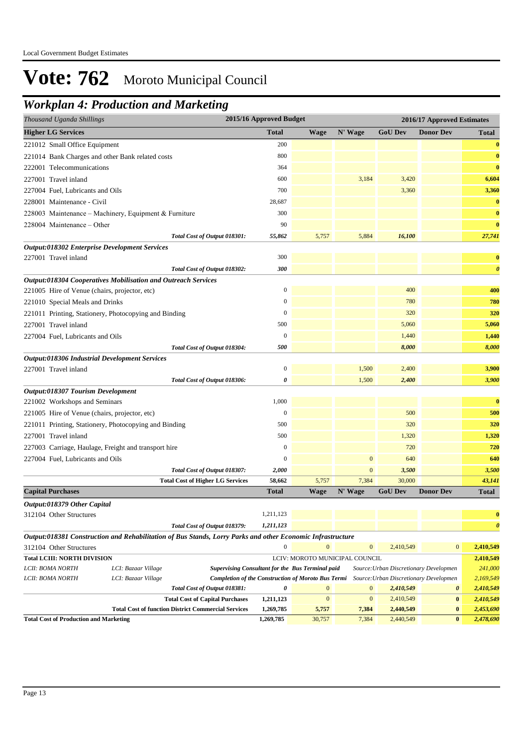Local Government Budget Estimates

# Vote: 762 Moroto Municipal Council

## *Workplan 4: Production and Marketing*

| *Thousand Uganda Shillings* | | | 2015/16 Approved Budget | 2016/17 Approved Estimates | | | | |
|---|---|---|---|---|---|---|---|---|
| **Higher LG Services** | | | **Total** | **Wage** | **N' Wage** | **GoU Dev** | **Donor Dev** | **Total** |
| 221012 Small Office Equipment | | | 200 | | | | | **0** |
| 221014 Bank Charges and other Bank related costs | | | 800 | | | | | **0** |
| 222001 Telecommunications | | | 364 | | | | | **0** |
| 227001 Travel inland | | | 600 | | 3,184 | 3,420 | | **6,604** |
| 227004 Fuel, Lubricants and Oils | | | 700 | | | 3,360 | | **3,360** |
| 228001 Maintenance - Civil | | | 28,687 | | | | | **0** |
| 228003 Maintenance – Machinery, Equipment & Furniture | | | 300 | | | | | **0** |
| 228004 Maintenance – Other | | | 90 | | | | | **0** |
| | | *Total Cost of Output 018301:* | *55,862* | 5,757 | 5,884 | *16,100* | | *27,741* |
| ***Output:018302 Enterprise Development Services*** | | | | | | | | |
| 227001 Travel inland | | | 300 | | | | | **0** |
| | | *Total Cost of Output 018302:* | *300* | | | | | *0* |
| ***Output:018304 Cooperatives Mobilisation and Outreach Services*** | | | | | | | | |
| 221005 Hire of Venue (chairs, projector, etc) | | | 0 | | | 400 | | **400** |
| 221010 Special Meals and Drinks | | | 0 | | | 780 | | **780** |
| 221011 Printing, Stationery, Photocopying and Binding | | | 0 | | | 320 | | **320** |
| 227001 Travel inland | | | 500 | | | 5,060 | | **5,060** |
| 227004 Fuel, Lubricants and Oils | | | 0 | | | 1,440 | | **1,440** |
| | | *Total Cost of Output 018304:* | *500* | | | *8,000* | | *8,000* |
| ***Output:018306 Industrial Development Services*** | | | | | | | | |
| 227001 Travel inland | | | 0 | | 1,500 | 2,400 | | **3,900** |
| | | *Total Cost of Output 018306:* | *0* | | 1,500 | *2,400* | | *3,900* |
| ***Output:018307 Tourism Development*** | | | | | | | | |
| 221002 Workshops and Seminars | | | 1,000 | | | | | **0** |
| 221005 Hire of Venue (chairs, projector, etc) | | | 0 | | | 500 | | **500** |
| 221011 Printing, Stationery, Photocopying and Binding | | | 500 | | | 320 | | **320** |
| 227001 Travel inland | | | 500 | | | 1,320 | | **1,320** |
| 227003 Carriage, Haulage, Freight and transport hire | | | 0 | | | 720 | | **720** |
| 227004 Fuel, Lubricants and Oils | | | 0 | | 0 | 640 | | **640** |
| | | *Total Cost of Output 018307:* | *2,000* | | 0 | *3,500* | | *3,500* |
| | | **Total Cost of Higher LG Services** | **58,662** | 5,757 | 7,384 | 30,000 | | *43,141* |
| **Capital Purchases** | | | **Total** | **Wage** | **N' Wage** | **GoU Dev** | **Donor Dev** | **Total** |
| ***Output:018379 Other Capital*** | | | | | | | | |
| 312104 Other Structures | | | 1,211,123 | | | | | **0** |
| | | *Total Cost of Output 018379:* | *1,211,123* | | | | | *0* |
| ***Output:018381 Construction and Rehabilitation of Bus Stands, Lorry Parks and other Economic Infrastructure*** | | | | | | | | |
| 312104 Other Structures | | | 0 | 0 | 0 | 2,410,549 | 0 | **2,410,549** |
| **Total LCIII: NORTH DIVISION** | | | LCIV: MOROTO MUNICIPAL COUNCIL | | | | | **2,410,549** |
| *LCII: BOMA NORTH* | *LCI: Bazaar Village* | ***Supervising Consultant for the Bus Terminal paid*** | | | | *Source:Urban Discretionary Developmen* | | *241,000* |
| *LCII: BOMA NORTH* | *LCI: Bazaar Village* | ***Completion of the Construction of Moroto Bus Termi*** | | | | *Source:Urban Discretionary Developmen* | | *2,169,549* |
| | | *Total Cost of Output 018381:* | *0* | 0 | 0 | *2,410,549* | *0* | *2,410,549* |
| | | **Total Cost of Capital Purchases** | **1,211,123** | 0 | 0 | 2,410,549 | **0** | *2,410,549* |
| | | **Total Cost of function District Commercial Services** | **1,269,785** | **5,757** | **7,384** | **2,440,549** | **0** | *2,453,690* |
| **Total Cost of Production and Marketing** | | | **1,269,785** | 30,757 | 7,384 | 2,440,549 | **0** | *2,478,690* |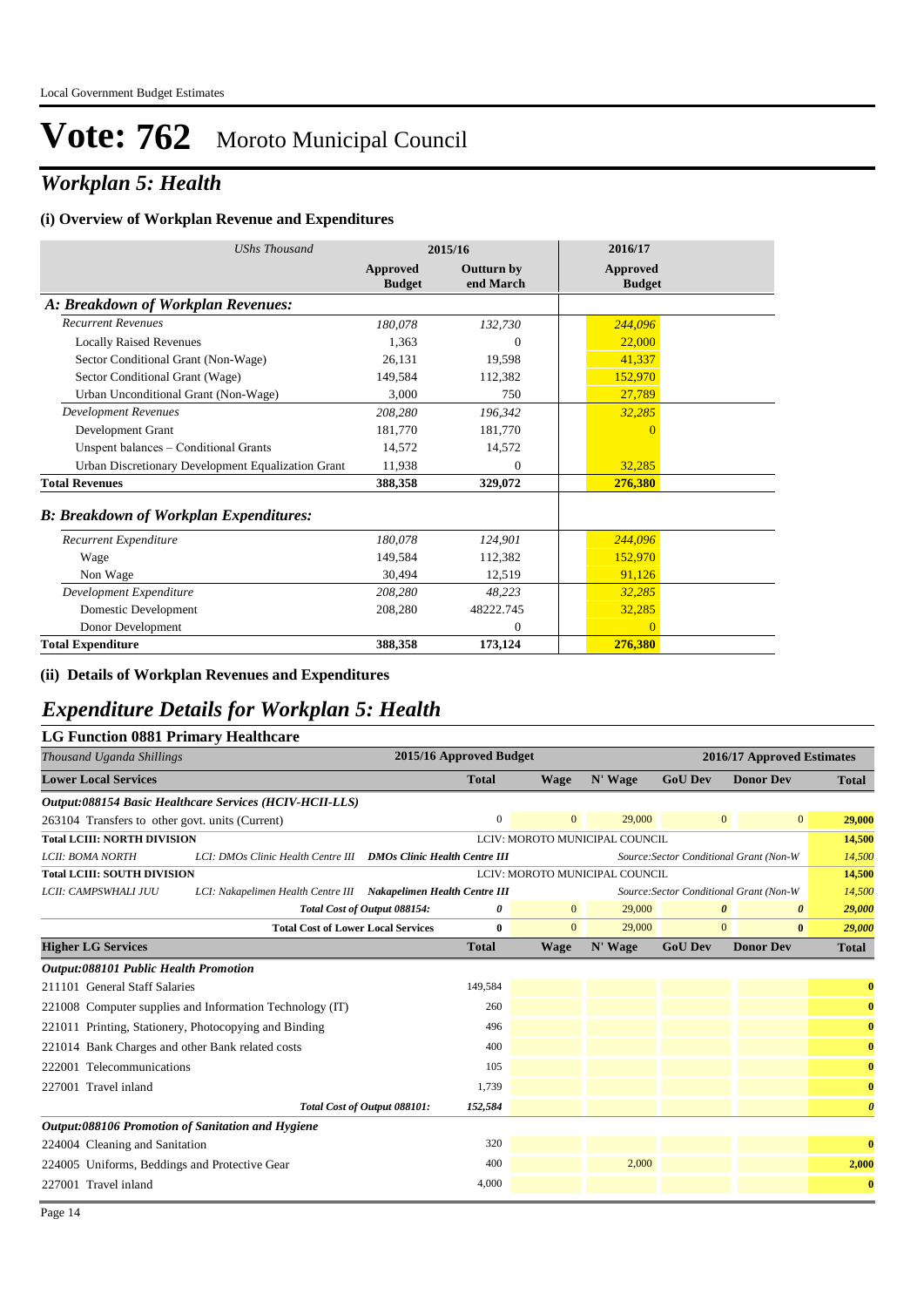Local Government Budget Estimates

# Vote: 762 Moroto Municipal Council

## *Workplan 5: Health*

### (i) Overview of Workplan Revenue and Expenditures

| *UShs Thousand* | 2015/16 | | 2016/17 |
|---|---|---|---|
| | **Approved Budget** | **Outturn by end March** | **Approved Budget** |
| ***A: Breakdown of Workplan Revenues:*** | | | |
| *Recurrent Revenues* | *180,078* | *132,730* | *244,096* |
| Locally Raised Revenues | 1,363 | 0 | 22,000 |
| Sector Conditional Grant (Non-Wage) | 26,131 | 19,598 | 41,337 |
| Sector Conditional Grant (Wage) | 149,584 | 112,382 | 152,970 |
| Urban Unconditional Grant (Non-Wage) | 3,000 | 750 | 27,789 |
| *Development Revenues* | *208,280* | *196,342* | *32,285* |
| Development Grant | 181,770 | 181,770 | 0 |
| Unspent balances – Conditional Grants | 14,572 | 14,572 | |
| Urban Discretionary Development Equalization Grant | 11,938 | 0 | 32,285 |
| **Total Revenues** | **388,358** | **329,072** | **276,380** |
| ***B: Breakdown of Workplan Expenditures:*** | | | |
| *Recurrent Expenditure* | *180,078* | *124,901* | *244,096* |
| Wage | 149,584 | 112,382 | 152,970 |
| Non Wage | 30,494 | 12,519 | 91,126 |
| *Development Expenditure* | *208,280* | *48,223* | *32,285* |
| Domestic Development | 208,280 | 48222.745 | 32,285 |
| Donor Development | | 0 | 0 |
| **Total Expenditure** | **388,358** | **173,124** | **276,380** |

### (ii) Details of Workplan Revenues and Expenditures

## *Expenditure Details for Workplan 5: Health*

### LG Function 0881 Primary Healthcare

| *Thousand Uganda Shillings* | | 2015/16 Approved Budget | 2016/17 Approved Estimates | | | | |
|---|---|---|---|---|---|---|---|
| **Lower Local Services** | | **Total** | **Wage** | **N' Wage** | **GoU Dev** | **Donor Dev** | **Total** |
| ***Output:088154 Basic Healthcare Services (HCIV-HCII-LLS)*** | | | | | | | |
| 263104 Transfers to other govt. units (Current) | | 0 | 0 | 29,000 | 0 | 0 | **29,000** |
| **Total LCIII: NORTH DIVISION** | | | LCIV: MOROTO MUNICIPAL COUNCIL | | | | **14,500** |
| *LCII: BOMA NORTH* | *LCI: DMOs Clinic Health Centre III* | ***DMOs Clinic Health Centre III*** | | | *Source:Sector Conditional Grant (Non-W* | | *14,500* |
| **Total LCIII: SOUTH DIVISION** | | | LCIV: MOROTO MUNICIPAL COUNCIL | | | | **14,500** |
| *LCII: CAMPSWHALI JUU* | *LCI: Nakapelimen Health Centre III* | ***Nakapelimen Health Centre III*** | | | *Source:Sector Conditional Grant (Non-W* | | *14,500* |
| | *Total Cost of Output 088154:* | *0* | 0 | 29,000 | *0* | *0* | ***29,000*** |
| | **Total Cost of Lower Local Services** | **0** | 0 | 29,000 | 0 | **0** | ***29,000*** |
| **Higher LG Services** | | **Total** | **Wage** | **N' Wage** | **GoU Dev** | **Donor Dev** | **Total** |
| ***Output:088101 Public Health Promotion*** | | | | | | | |
| 211101 General Staff Salaries | | 149,584 | | | | | **0** |
| 221008 Computer supplies and Information Technology (IT) | | 260 | | | | | **0** |
| 221011 Printing, Stationery, Photocopying and Binding | | 496 | | | | | **0** |
| 221014 Bank Charges and other Bank related costs | | 400 | | | | | **0** |
| 222001 Telecommunications | | 105 | | | | | **0** |
| 227001 Travel inland | | 1,739 | | | | | **0** |
| | *Total Cost of Output 088101:* | *152,584* | | | | | ***0*** |
| ***Output:088106 Promotion of Sanitation and Hygiene*** | | | | | | | |
| 224004 Cleaning and Sanitation | | 320 | | | | | **0** |
| 224005 Uniforms, Beddings and Protective Gear | | 400 | | 2,000 | | | **2,000** |
| 227001 Travel inland | | 4,000 | | | | | **0** |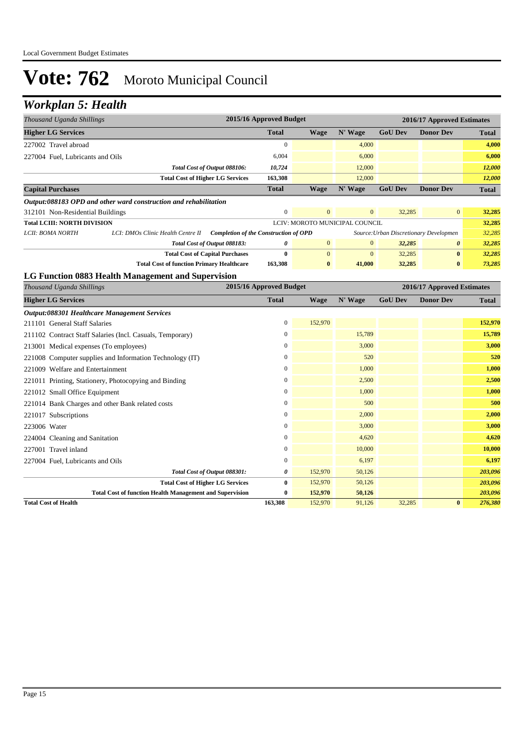# Vote: 762 Moroto Municipal Council

## *Workplan 5: Health*

| *Thousand Uganda Shillings* | 2015/16 Approved Budget | 2016/17 Approved Estimates | | | | |
|---|---|---|---|---|---|---|
| **Higher LG Services** | **Total** | **Wage** | **N' Wage** | **GoU Dev** | **Donor Dev** | **Total** |
| 227002 Travel abroad | 0 | | 4,000 | | | **4,000** |
| 227004 Fuel, Lubricants and Oils | 6,004 | | 6,000 | | | **6,000** |
| *Total Cost of Output 088106:* | *10,724* | | 12,000 | | | ***12,000*** |
| **Total Cost of Higher LG Services** | **163,308** | | 12,000 | | | ***12,000*** |
| **Capital Purchases** | **Total** | **Wage** | **N' Wage** | **GoU Dev** | **Donor Dev** | **Total** |
| ***Output:088183 OPD and other ward construction and rehabilitation*** | | | | | | |
| 312101 Non-Residential Buildings | 0 | 0 | 0 | 32,285 | 0 | **32,285** |
| **Total LCIII: NORTH DIVISION** | LCIV: MOROTO MUNICIPAL COUNCIL | | | | | **32,285** |
| *LCII: BOMA NORTH* — *LCI: DMOs Clinic Health Centre II* — ***Completion of the Construction of OPD*** | | | | *Source:Urban Discretionary Developmen* | | *32,285* |
| *Total Cost of Output 088183:* | *0* | 0 | 0 | *32,285* | *0* | ***32,285*** |
| **Total Cost of Capital Purchases** | **0** | 0 | 0 | 32,285 | **0** | ***32,285*** |
| **Total Cost of function Primary Healthcare** | **163,308** | **0** | **41,000** | **32,285** | **0** | ***73,285*** |

### LG Function 0883 Health Management and Supervision

| *Thousand Uganda Shillings* | 2015/16 Approved Budget | 2016/17 Approved Estimates | | | | |
|---|---|---|---|---|---|---|
| **Higher LG Services** | **Total** | **Wage** | **N' Wage** | **GoU Dev** | **Donor Dev** | **Total** |
| ***Output:088301 Healthcare Management Services*** | | | | | | |
| 211101 General Staff Salaries | 0 | 152,970 | | | | **152,970** |
| 211102 Contract Staff Salaries (Incl. Casuals, Temporary) | 0 | | 15,789 | | | **15,789** |
| 213001 Medical expenses (To employees) | 0 | | 3,000 | | | **3,000** |
| 221008 Computer supplies and Information Technology (IT) | 0 | | 520 | | | **520** |
| 221009 Welfare and Entertainment | 0 | | 1,000 | | | **1,000** |
| 221011 Printing, Stationery, Photocopying and Binding | 0 | | 2,500 | | | **2,500** |
| 221012 Small Office Equipment | 0 | | 1,000 | | | **1,000** |
| 221014 Bank Charges and other Bank related costs | 0 | | 500 | | | **500** |
| 221017 Subscriptions | 0 | | 2,000 | | | **2,000** |
| 223006 Water | 0 | | 3,000 | | | **3,000** |
| 224004 Cleaning and Sanitation | 0 | | 4,620 | | | **4,620** |
| 227001 Travel inland | 0 | | 10,000 | | | **10,000** |
| 227004 Fuel, Lubricants and Oils | 0 | | 6,197 | | | **6,197** |
| *Total Cost of Output 088301:* | *0* | 152,970 | 50,126 | | | ***203,096*** |
| **Total Cost of Higher LG Services** | **0** | 152,970 | 50,126 | | | ***203,096*** |
| **Total Cost of function Health Management and Supervision** | **0** | **152,970** | **50,126** | | | ***203,096*** |
| **Total Cost of Health** | **163,308** | 152,970 | 91,126 | 32,285 | **0** | ***276,380*** |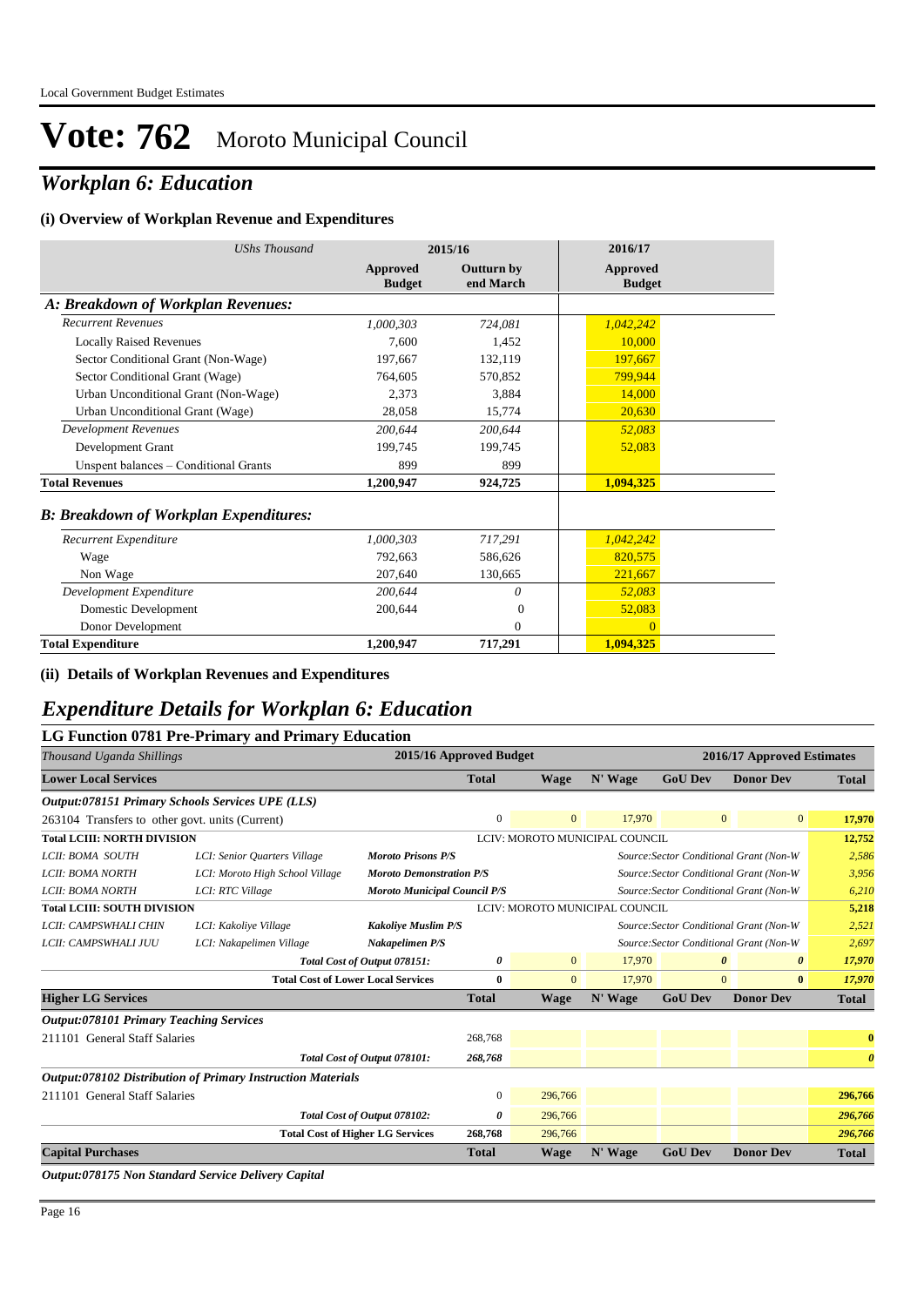# Vote: 762 Moroto Municipal Council

## *Workplan 6: Education*

### (i) Overview of Workplan Revenue and Expenditures

| *UShs Thousand* | 2015/16 | | 2016/17 |
|---|---|---|---|
| | **Approved Budget** | **Outturn by end March** | **Approved Budget** |
| ***A: Breakdown of Workplan Revenues:*** | | | |
| *Recurrent Revenues* | *1,000,303* | *724,081* | *1,042,242* |
| Locally Raised Revenues | 7,600 | 1,452 | 10,000 |
| Sector Conditional Grant (Non-Wage) | 197,667 | 132,119 | 197,667 |
| Sector Conditional Grant (Wage) | 764,605 | 570,852 | 799,944 |
| Urban Unconditional Grant (Non-Wage) | 2,373 | 3,884 | 14,000 |
| Urban Unconditional Grant (Wage) | 28,058 | 15,774 | 20,630 |
| *Development Revenues* | *200,644* | *200,644* | *52,083* |
| Development Grant | 199,745 | 199,745 | 52,083 |
| Unspent balances – Conditional Grants | 899 | 899 | |
| **Total Revenues** | **1,200,947** | **924,725** | **1,094,325** |
| ***B: Breakdown of Workplan Expenditures:*** | | | |
| *Recurrent Expenditure* | *1,000,303* | *717,291* | *1,042,242* |
| Wage | 792,663 | 586,626 | 820,575 |
| Non Wage | 207,640 | 130,665 | 221,667 |
| *Development Expenditure* | *200,644* | *0* | *52,083* |
| Domestic Development | 200,644 | 0 | 52,083 |
| Donor Development | | 0 | 0 |
| **Total Expenditure** | **1,200,947** | **717,291** | **1,094,325** |

### (ii) Details of Workplan Revenues and Expenditures

## *Expenditure Details for Workplan 6: Education*

### LG Function 0781 Pre-Primary and Primary Education

| *Thousand Uganda Shillings* | | | 2015/16 Approved Budget | 2016/17 Approved Estimates | | | | |
|---|---|---|---|---|---|---|---|---|
| **Lower Local Services** | | | **Total** | **Wage** | **N' Wage** | **GoU Dev** | **Donor Dev** | **Total** |
| ***Output:078151 Primary Schools Services UPE (LLS)*** | | | | | | | | |
| 263104 Transfers to other govt. units (Current) | | | 0 | 0 | 17,970 | 0 | 0 | 17,970 |
| **Total LCIII: NORTH DIVISION** | | | LCIV: MOROTO MUNICIPAL COUNCIL | | | | | **12,752** |
| *LCII: BOMA SOUTH* | *LCI: Senior Quarters Village* | ***Moroto Prisons P/S*** | | | *Source:Sector Conditional Grant (Non-W* | | | *2,586* |
| *LCII: BOMA NORTH* | *LCI: Moroto High School Village* | ***Moroto Demonstration P/S*** | | | *Source:Sector Conditional Grant (Non-W* | | | *3,956* |
| *LCII: BOMA NORTH* | *LCI: RTC Village* | ***Moroto Municipal Council P/S*** | | | *Source:Sector Conditional Grant (Non-W* | | | *6,210* |
| **Total LCIII: SOUTH DIVISION** | | | LCIV: MOROTO MUNICIPAL COUNCIL | | | | | **5,218** |
| *LCII: CAMPSWHALI CHIN* | *LCI: Kakoliye Village* | ***Kakoliye Muslim P/S*** | | | *Source:Sector Conditional Grant (Non-W* | | | *2,521* |
| *LCII: CAMPSWHALI JUU* | *LCI: Nakapelimen Village* | ***Nakapelimen P/S*** | | | *Source:Sector Conditional Grant (Non-W* | | | *2,697* |
| | | *Total Cost of Output 078151:* | *0* | 0 | 17,970 | *0* | *0* | *17,970* |
| | | **Total Cost of Lower Local Services** | **0** | 0 | 17,970 | 0 | **0** | *17,970* |
| **Higher LG Services** | | | **Total** | **Wage** | **N' Wage** | **GoU Dev** | **Donor Dev** | **Total** |
| ***Output:078101 Primary Teaching Services*** | | | | | | | | |
| 211101 General Staff Salaries | | | 268,768 | | | | | **0** |
| | | *Total Cost of Output 078101:* | *268,768* | | | | | *0* |
| ***Output:078102 Distribution of Primary Instruction Materials*** | | | | | | | | |
| 211101 General Staff Salaries | | | 0 | 296,766 | | | | **296,766** |
| | | *Total Cost of Output 078102:* | *0* | 296,766 | | | | *296,766* |
| | | **Total Cost of Higher LG Services** | **268,768** | 296,766 | | | | *296,766* |
| **Capital Purchases** | | | **Total** | **Wage** | **N' Wage** | **GoU Dev** | **Donor Dev** | **Total** |

***Output:078175 Non Standard Service Delivery Capital***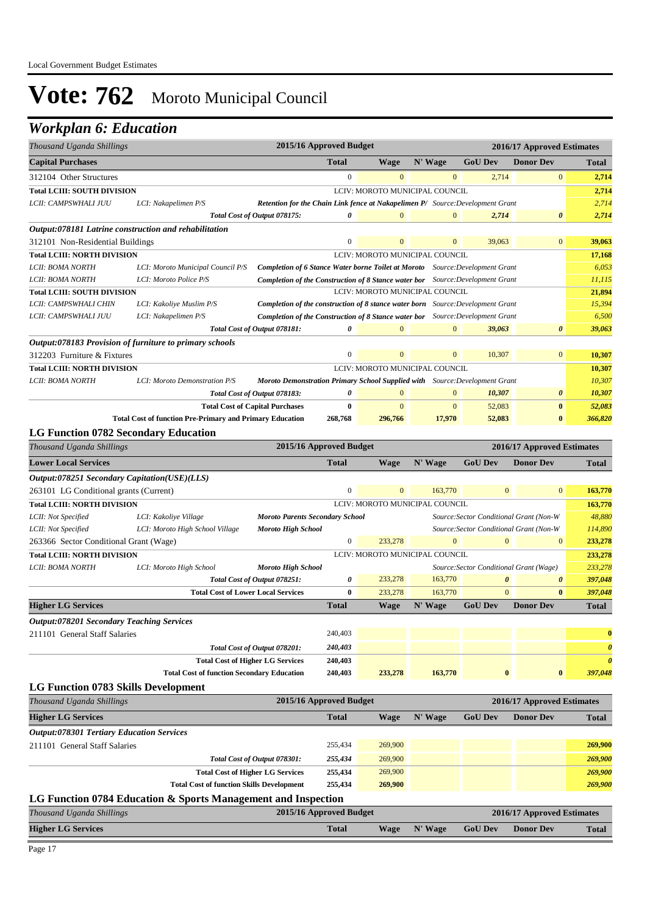Local Government Budget Estimates

# Vote: 762 Moroto Municipal Council

## Workplan 6: Education

| Thousand Uganda Shillings | | | 2015/16 Approved Budget | 2016/17 Approved Estimates | | | | |
|---|---|---|---|---|---|---|---|---|
| **Capital Purchases** | | | **Total** | **Wage** | **N' Wage** | **GoU Dev** | **Donor Dev** | **Total** |
| 312104 Other Structures | | | 0 | 0 | 0 | 2,714 | 0 | **2,714** |
| **Total LCIII: SOUTH DIVISION** | | | LCIV: MOROTO MUNICIPAL COUNCIL | | | | | **2,714** |
| *LCII: CAMPSWHALI JUU* | *LCI: Nakapelimen P/S* | ***Retention for the Chain Link fence at Nakapelimen P/*** | | *Source:Development Grant* | | | | *2,714* |
| | | ***Total Cost of Output 078175:*** | ***0*** | 0 | 0 | ***2,714*** | ***0*** | ***2,714*** |
| ***Output:078181 Latrine construction and rehabilitation*** | | | | | | | | |
| 312101 Non-Residential Buildings | | | 0 | 0 | 0 | 39,063 | 0 | **39,063** |
| **Total LCIII: NORTH DIVISION** | | | LCIV: MOROTO MUNICIPAL COUNCIL | | | | | **17,168** |
| *LCII: BOMA NORTH* | *LCI: Moroto Municipal Council P/S* | ***Completion of 6 Stance Water borne Toilet at Moroto*** | | *Source:Development Grant* | | | | *6,053* |
| *LCII: BOMA NORTH* | *LCI: Moroto Police P/S* | ***Completion of the Construction of 8 Stance water bor*** | | *Source:Development Grant* | | | | *11,115* |
| **Total LCIII: SOUTH DIVISION** | | | LCIV: MOROTO MUNICIPAL COUNCIL | | | | | **21,894** |
| *LCII: CAMPSWHALI CHIN* | *LCI: Kakoliye Muslim P/S* | ***Completion of the construction of 8 stance water born*** | | *Source:Development Grant* | | | | *15,394* |
| *LCII: CAMPSWHALI JUU* | *LCI: Nakapelimen P/S* | ***Completion of the Construction of 8 Stance water bor*** | | *Source:Development Grant* | | | | *6,500* |
| | | ***Total Cost of Output 078181:*** | ***0*** | 0 | 0 | ***39,063*** | ***0*** | ***39,063*** |
| ***Output:078183 Provision of furniture to primary schools*** | | | | | | | | |
| 312203 Furniture & Fixtures | | | 0 | 0 | 0 | 10,307 | 0 | **10,307** |
| **Total LCIII: NORTH DIVISION** | | | LCIV: MOROTO MUNICIPAL COUNCIL | | | | | **10,307** |
| *LCII: BOMA NORTH* | *LCI: Moroto Demonstration P/S* | ***Moroto Demonstration Primary School Supplied with*** | | *Source:Development Grant* | | | | *10,307* |
| | | ***Total Cost of Output 078183:*** | ***0*** | 0 | 0 | ***10,307*** | ***0*** | ***10,307*** |
| | | **Total Cost of Capital Purchases** | **0** | 0 | 0 | 52,083 | **0** | ***52,083*** |
| | | **Total Cost of function Pre-Primary and Primary Education** | **268,768** | **296,766** | **17,970** | **52,083** | **0** | ***366,820*** |

### LG Function 0782 Secondary Education

| Thousand Uganda Shillings | | | 2015/16 Approved Budget | 2016/17 Approved Estimates | | | | |
|---|---|---|---|---|---|---|---|---|
| **Lower Local Services** | | | **Total** | **Wage** | **N' Wage** | **GoU Dev** | **Donor Dev** | **Total** |
| ***Output:078251 Secondary Capitation(USE)(LLS)*** | | | | | | | | |
| 263101 LG Conditional grants (Current) | | | 0 | 0 | 163,770 | 0 | 0 | **163,770** |
| **Total LCIII: NORTH DIVISION** | | | LCIV: MOROTO MUNICIPAL COUNCIL | | | | | **163,770** |
| *LCII: Not Specified* | *LCI: Kakoliye Village* | ***Moroto Parents Secondary School*** | | | *Source:Sector Conditional Grant (Non-W* | | | *48,880* |
| *LCII: Not Specified* | *LCI: Moroto High School Village* | ***Moroto High School*** | | | *Source:Sector Conditional Grant (Non-W* | | | *114,890* |
| 263366 Sector Conditional Grant (Wage) | | | 0 | 233,278 | 0 | 0 | 0 | **233,278** |
| **Total LCIII: NORTH DIVISION** | | | LCIV: MOROTO MUNICIPAL COUNCIL | | | | | **233,278** |
| *LCII: BOMA NORTH* | *LCI: Moroto High School* | ***Moroto High School*** | | | *Source:Sector Conditional Grant (Wage)* | | | *233,278* |
| | | ***Total Cost of Output 078251:*** | ***0*** | 233,278 | 163,770 | ***0*** | ***0*** | ***397,048*** |
| | | **Total Cost of Lower Local Services** | **0** | 233,278 | 163,770 | 0 | **0** | ***397,048*** |
| **Higher LG Services** | | | **Total** | **Wage** | **N' Wage** | **GoU Dev** | **Donor Dev** | **Total** |
| ***Output:078201 Secondary Teaching Services*** | | | | | | | | |
| 211101 General Staff Salaries | | | 240,403 | | | | | **0** |
| | | ***Total Cost of Output 078201:*** | ***240,403*** | | | | | ***0*** |
| | | **Total Cost of Higher LG Services** | **240,403** | | | | | ***0*** |
| | | **Total Cost of function Secondary Education** | **240,403** | **233,278** | **163,770** | **0** | **0** | ***397,048*** |

### LG Function 0783 Skills Development

| Thousand Uganda Shillings | | | 2015/16 Approved Budget | 2016/17 Approved Estimates | | | | |
|---|---|---|---|---|---|---|---|---|
| **Higher LG Services** | | | **Total** | **Wage** | **N' Wage** | **GoU Dev** | **Donor Dev** | **Total** |
| ***Output:078301 Tertiary Education Services*** | | | | | | | | |
| 211101 General Staff Salaries | | | 255,434 | 269,900 | | | | **269,900** |
| | | ***Total Cost of Output 078301:*** | ***255,434*** | 269,900 | | | | ***269,900*** |
| | | **Total Cost of Higher LG Services** | **255,434** | 269,900 | | | | ***269,900*** |
| | | **Total Cost of function Skills Development** | **255,434** | **269,900** | | | | ***269,900*** |

### LG Function 0784 Education & Sports Management and Inspection

| Thousand Uganda Shillings | 2015/16 Approved Budget | 2016/17 Approved Estimates | | | | |
|---|---|---|---|---|---|---|
| **Higher LG Services** | **Total** | **Wage** | **N' Wage** | **GoU Dev** | **Donor Dev** | **Total** |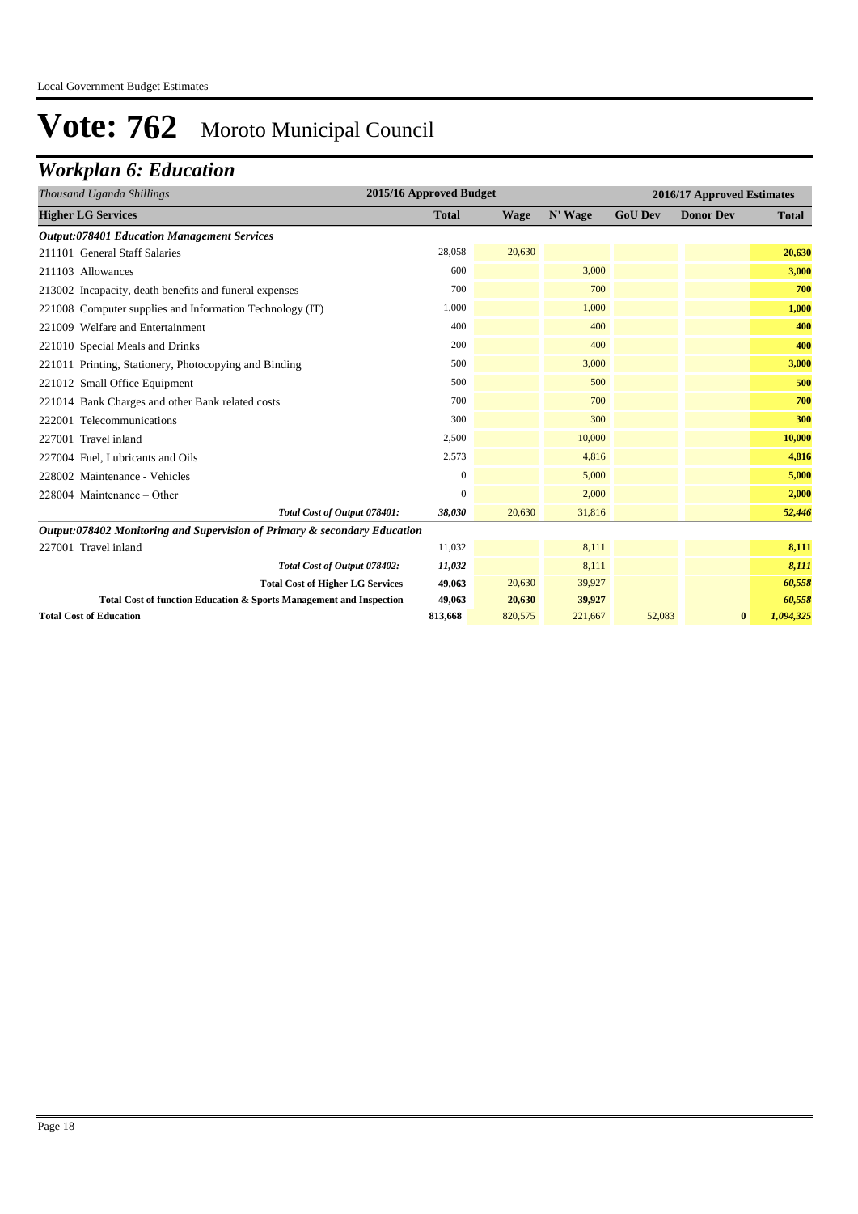# Vote: 762 Moroto Municipal Council

## Workplan 6: Education

| *Thousand Uganda Shillings* | 2015/16 Approved Budget | 2016/17 Approved Estimates | | | | |
|---|---|---|---|---|---|---|
| **Higher LG Services** | **Total** | **Wage** | **N' Wage** | **GoU Dev** | **Donor Dev** | **Total** |
| ***Output:078401 Education Management Services*** | | | | | | |
| 211101 General Staff Salaries | 28,058 | 20,630 | | | | **20,630** |
| 211103 Allowances | 600 | | 3,000 | | | **3,000** |
| 213002 Incapacity, death benefits and funeral expenses | 700 | | 700 | | | **700** |
| 221008 Computer supplies and Information Technology (IT) | 1,000 | | 1,000 | | | **1,000** |
| 221009 Welfare and Entertainment | 400 | | 400 | | | **400** |
| 221010 Special Meals and Drinks | 200 | | 400 | | | **400** |
| 221011 Printing, Stationery, Photocopying and Binding | 500 | | 3,000 | | | **3,000** |
| 221012 Small Office Equipment | 500 | | 500 | | | **500** |
| 221014 Bank Charges and other Bank related costs | 700 | | 700 | | | **700** |
| 222001 Telecommunications | 300 | | 300 | | | **300** |
| 227001 Travel inland | 2,500 | | 10,000 | | | **10,000** |
| 227004 Fuel, Lubricants and Oils | 2,573 | | 4,816 | | | **4,816** |
| 228002 Maintenance - Vehicles | 0 | | 5,000 | | | **5,000** |
| 228004 Maintenance – Other | 0 | | 2,000 | | | **2,000** |
| ***Total Cost of Output 078401:*** | ***38,030*** | 20,630 | 31,816 | | | ***52,446*** |
| ***Output:078402 Monitoring and Supervision of Primary & secondary Education*** | | | | | | |
| 227001 Travel inland | 11,032 | | 8,111 | | | **8,111** |
| ***Total Cost of Output 078402:*** | ***11,032*** | | 8,111 | | | ***8,111*** |
| **Total Cost of Higher LG Services** | **49,063** | 20,630 | 39,927 | | | ***60,558*** |
| **Total Cost of function Education & Sports Management and Inspection** | **49,063** | **20,630** | **39,927** | | | ***60,558*** |
| **Total Cost of Education** | **813,668** | 820,575 | 221,667 | 52,083 | **0** | ***1,094,325*** |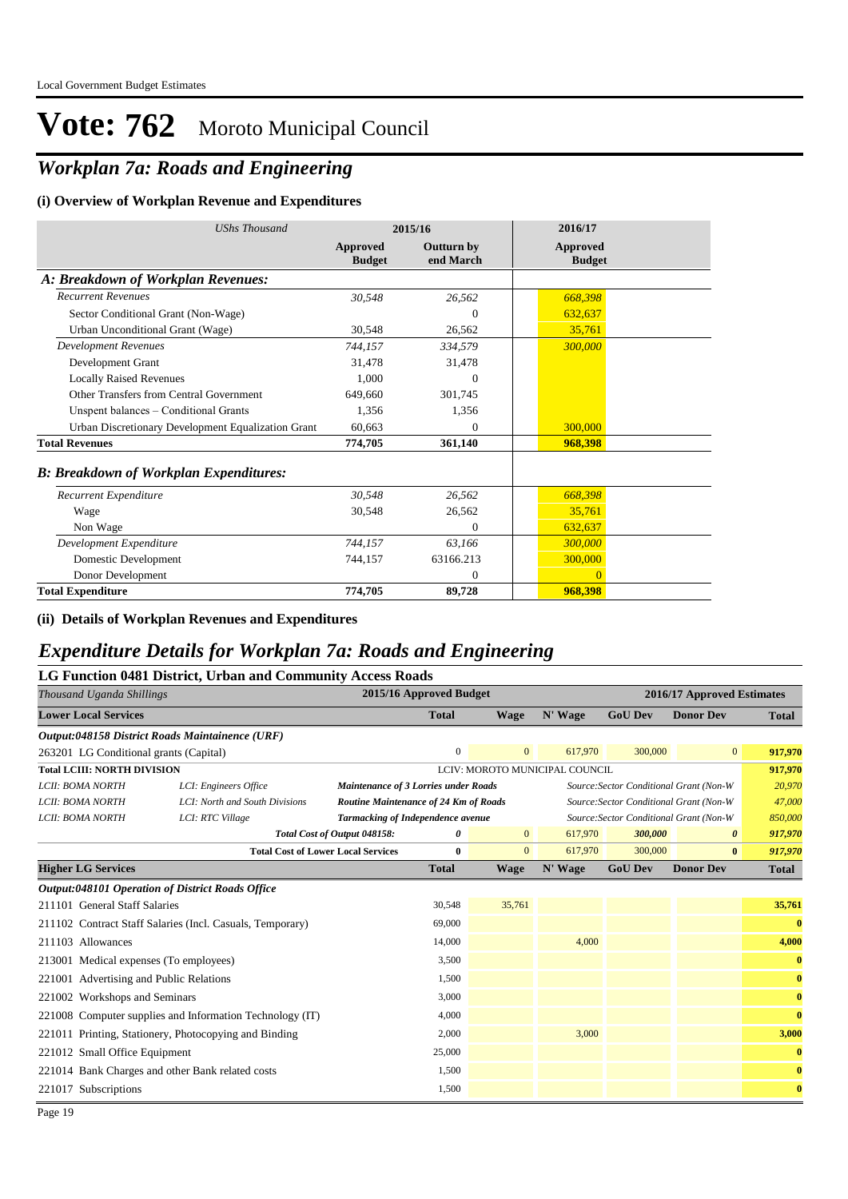# Vote: 762 Moroto Municipal Council

## *Workplan 7a: Roads and Engineering*

### (i) Overview of Workplan Revenue and Expenditures

| *UShs Thousand* | 2015/16 | | 2016/17 |
|---|---|---|---|
| | **Approved Budget** | **Outturn by end March** | **Approved Budget** |
| ***A: Breakdown of Workplan Revenues:*** | | | |
| *Recurrent Revenues* | *30,548* | *26,562* | *668,398* |
| Sector Conditional Grant (Non-Wage) | | 0 | 632,637 |
| Urban Unconditional Grant (Wage) | 30,548 | 26,562 | 35,761 |
| *Development Revenues* | *744,157* | *334,579* | *300,000* |
| Development Grant | 31,478 | 31,478 | |
| Locally Raised Revenues | 1,000 | 0 | |
| Other Transfers from Central Government | 649,660 | 301,745 | |
| Unspent balances – Conditional Grants | 1,356 | 1,356 | |
| Urban Discretionary Development Equalization Grant | 60,663 | 0 | 300,000 |
| **Total Revenues** | **774,705** | **361,140** | **968,398** |
| ***B: Breakdown of Workplan Expenditures:*** | | | |
| *Recurrent Expenditure* | *30,548* | *26,562* | *668,398* |
| Wage | 30,548 | 26,562 | 35,761 |
| Non Wage | | 0 | 632,637 |
| *Development Expenditure* | *744,157* | *63,166* | *300,000* |
| Domestic Development | 744,157 | 63166.213 | 300,000 |
| Donor Development | | 0 | 0 |
| **Total Expenditure** | **774,705** | **89,728** | **968,398** |

### (ii) Details of Workplan Revenues and Expenditures

## *Expenditure Details for Workplan 7a: Roads and Engineering*

### LG Function 0481 District, Urban and Community Access Roads

| *Thousand Uganda Shillings* | | | 2015/16 Approved Budget | 2016/17 Approved Estimates | | | | |
|---|---|---|---|---|---|---|---|---|
| **Lower Local Services** | | | **Total** | **Wage** | **N' Wage** | **GoU Dev** | **Donor Dev** | **Total** |
| ***Output:048158 District Roads Maintainence (URF)*** | | | | | | | | |
| 263201 LG Conditional grants (Capital) | | | 0 | 0 | 617,970 | 300,000 | 0 | 917,970 |
| **Total LCIII: NORTH DIVISION** | | | LCIV: MOROTO MUNICIPAL COUNCIL | | | | | 917,970 |
| *LCII: BOMA NORTH* | *LCI: Engineers Office* | ***Maintenance of 3 Lorries under Roads*** | | | | *Source:Sector Conditional Grant (Non-W* | | *20,970* |
| *LCII: BOMA NORTH* | *LCI: North and South Divisions* | ***Routine Maintenance of 24 Km of Roads*** | | | | *Source:Sector Conditional Grant (Non-W* | | *47,000* |
| *LCII: BOMA NORTH* | *LCI: RTC Village* | ***Tarmacking of Independence avenue*** | | | | *Source:Sector Conditional Grant (Non-W* | | *850,000* |
| | | ***Total Cost of Output 048158:*** | *0* | 0 | 617,970 | *300,000* | *0* | *917,970* |
| | | **Total Cost of Lower Local Services** | **0** | 0 | 617,970 | 300,000 | **0** | *917,970* |
| **Higher LG Services** | | | **Total** | **Wage** | **N' Wage** | **GoU Dev** | **Donor Dev** | **Total** |
| ***Output:048101 Operation of District Roads Office*** | | | | | | | | |
| 211101 General Staff Salaries | | | 30,548 | 35,761 | | | | 35,761 |
| 211102 Contract Staff Salaries (Incl. Casuals, Temporary) | | | 69,000 | | | | | 0 |
| 211103 Allowances | | | 14,000 | | 4,000 | | | 4,000 |
| 213001 Medical expenses (To employees) | | | 3,500 | | | | | 0 |
| 221001 Advertising and Public Relations | | | 1,500 | | | | | 0 |
| 221002 Workshops and Seminars | | | 3,000 | | | | | 0 |
| 221008 Computer supplies and Information Technology (IT) | | | 4,000 | | | | | 0 |
| 221011 Printing, Stationery, Photocopying and Binding | | | 2,000 | | 3,000 | | | 3,000 |
| 221012 Small Office Equipment | | | 25,000 | | | | | 0 |
| 221014 Bank Charges and other Bank related costs | | | 1,500 | | | | | 0 |
| 221017 Subscriptions | | | 1,500 | | | | | 0 |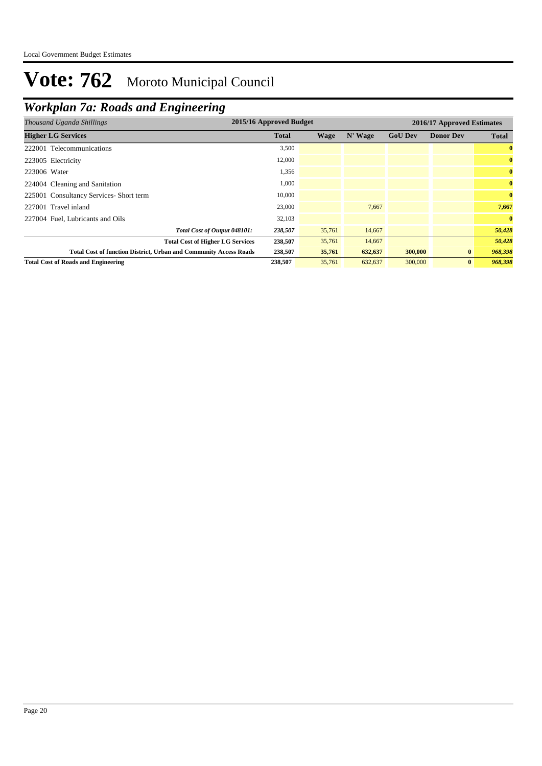# Vote: 762 Moroto Municipal Council

## *Workplan 7a: Roads and Engineering*

| *Thousand Uganda Shillings* | 2015/16 Approved Budget | 2016/17 Approved Estimates | | | | |
|---|---|---|---|---|---|---|
| **Higher LG Services** | **Total** | **Wage** | **N' Wage** | **GoU Dev** | **Donor Dev** | **Total** |
| 222001 Telecommunications | 3,500 | | | | | **0** |
| 223005 Electricity | 12,000 | | | | | **0** |
| 223006 Water | 1,356 | | | | | **0** |
| 224004 Cleaning and Sanitation | 1,000 | | | | | **0** |
| 225001 Consultancy Services- Short term | 10,000 | | | | | **0** |
| 227001 Travel inland | 23,000 | | 7,667 | | | **7,667** |
| 227004 Fuel, Lubricants and Oils | 32,103 | | | | | **0** |
| ***Total Cost of Output 048101:*** | ***238,507*** | 35,761 | 14,667 | | | ***50,428*** |
| **Total Cost of Higher LG Services** | **238,507** | 35,761 | 14,667 | | | ***50,428*** |
| **Total Cost of function District, Urban and Community Access Roads** | **238,507** | **35,761** | **632,637** | **300,000** | **0** | ***968,398*** |
| **Total Cost of Roads and Engineering** | **238,507** | 35,761 | 632,637 | 300,000 | **0** | ***968,398*** |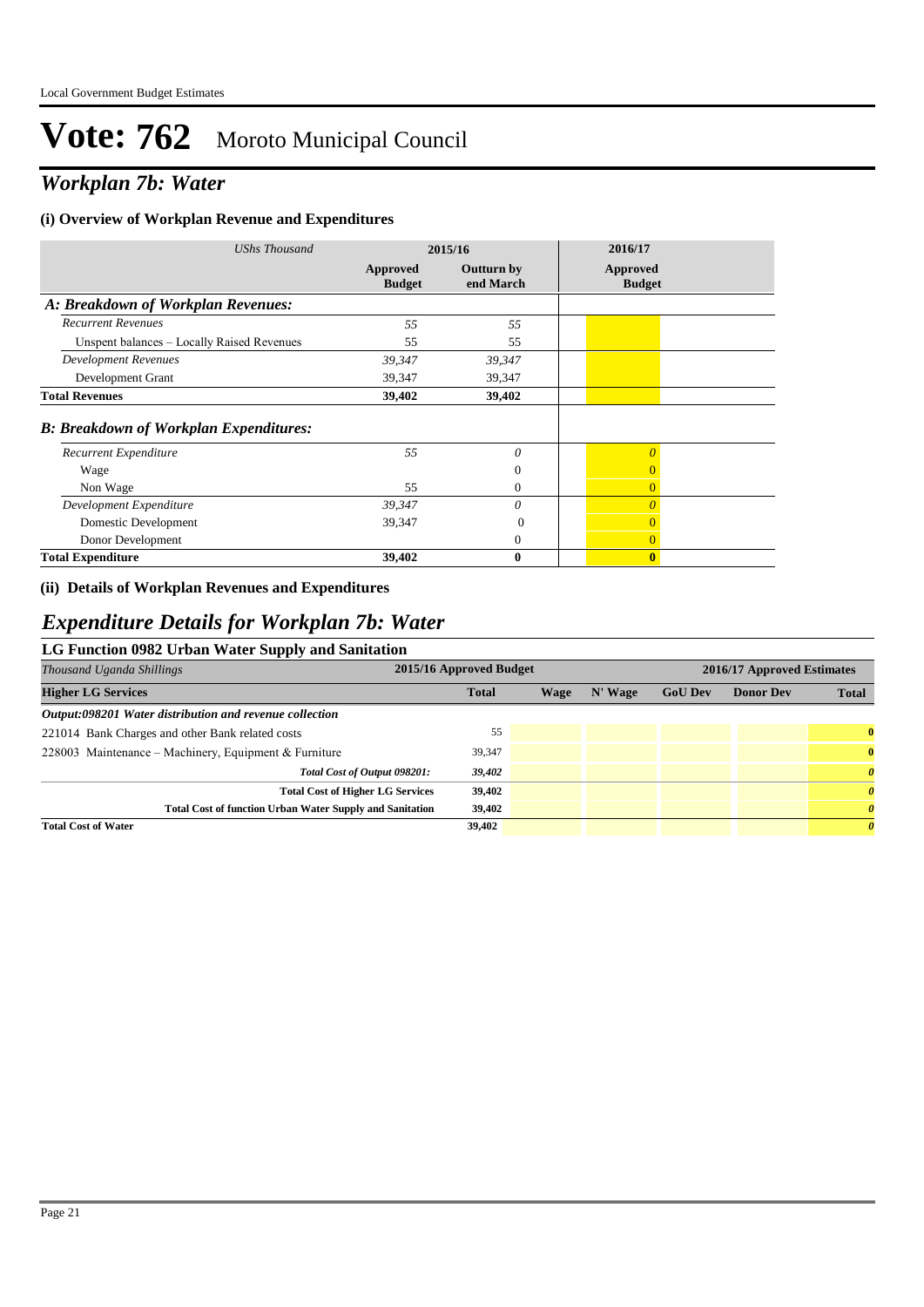Local Government Budget Estimates

# Vote: 762 Moroto Municipal Council

## *Workplan 7b: Water*

### (i) Overview of Workplan Revenue and Expenditures

| *UShs Thousand* | 2015/16 | | 2016/17 |
|---|---|---|---|
| | **Approved Budget** | **Outturn by end March** | **Approved Budget** |
| ***A: Breakdown of Workplan Revenues:*** | | | |
| *Recurrent Revenues* | *55* | *55* | |
| Unspent balances – Locally Raised Revenues | 55 | 55 | |
| *Development Revenues* | *39,347* | *39,347* | |
| Development Grant | 39,347 | 39,347 | |
| **Total Revenues** | **39,402** | **39,402** | |
| ***B: Breakdown of Workplan Expenditures:*** | | | |
| *Recurrent Expenditure* | *55* | *0* | *0* |
| Wage | | 0 | 0 |
| Non Wage | 55 | 0 | 0 |
| *Development Expenditure* | *39,347* | *0* | *0* |
| Domestic Development | 39,347 | 0 | 0 |
| Donor Development | | 0 | 0 |
| **Total Expenditure** | **39,402** | **0** | **0** |

### (ii) Details of Workplan Revenues and Expenditures

## *Expenditure Details for Workplan 7b: Water*

### LG Function 0982 Urban Water Supply and Sanitation

| *Thousand Uganda Shillings* | 2015/16 Approved Budget | 2016/17 Approved Estimates | | | | |
|---|---|---|---|---|---|---|
| **Higher LG Services** | **Total** | **Wage** | **N' Wage** | **GoU Dev** | **Donor Dev** | **Total** |
| ***Output:098201 Water distribution and revenue collection*** | | | | | | |
| 221014 Bank Charges and other Bank related costs | 55 | | | | | **0** |
| 228003 Maintenance – Machinery, Equipment & Furniture | 39,347 | | | | | **0** |
| ***Total Cost of Output 098201:*** | ***39,402*** | | | | | ***0*** |
| **Total Cost of Higher LG Services** | **39,402** | | | | | ***0*** |
| **Total Cost of function Urban Water Supply and Sanitation** | **39,402** | | | | | ***0*** |
| **Total Cost of Water** | **39,402** | | | | | ***0*** |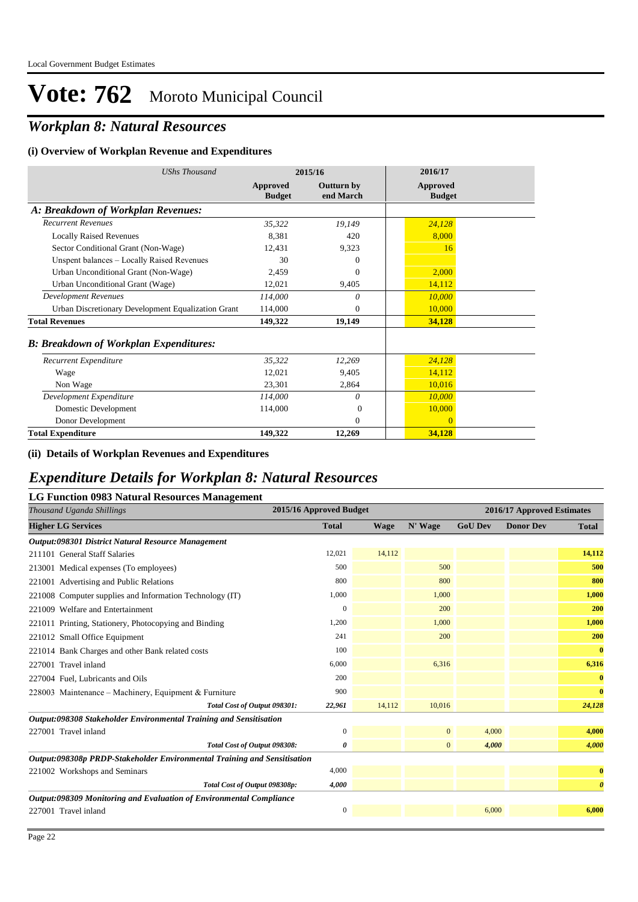Local Government Budget Estimates

# Vote: 762 Moroto Municipal Council

## *Workplan 8: Natural Resources*

### (i) Overview of Workplan Revenue and Expenditures

| *UShs Thousand* | 2015/16 | | 2016/17 |
|---|---|---|---|
| | **Approved Budget** | **Outturn by end March** | **Approved Budget** |
| ***A: Breakdown of Workplan Revenues:*** | | | |
| *Recurrent Revenues* | *35,322* | *19,149* | *24,128* |
| Locally Raised Revenues | 8,381 | 420 | 8,000 |
| Sector Conditional Grant (Non-Wage) | 12,431 | 9,323 | 16 |
| Unspent balances – Locally Raised Revenues | 30 | 0 | |
| Urban Unconditional Grant (Non-Wage) | 2,459 | 0 | 2,000 |
| Urban Unconditional Grant (Wage) | 12,021 | 9,405 | 14,112 |
| *Development Revenues* | *114,000* | *0* | *10,000* |
| Urban Discretionary Development Equalization Grant | 114,000 | 0 | 10,000 |
| **Total Revenues** | **149,322** | **19,149** | **34,128** |
| ***B: Breakdown of Workplan Expenditures:*** | | | |
| *Recurrent Expenditure* | *35,322* | *12,269* | *24,128* |
| Wage | 12,021 | 9,405 | 14,112 |
| Non Wage | 23,301 | 2,864 | 10,016 |
| *Development Expenditure* | *114,000* | *0* | *10,000* |
| Domestic Development | 114,000 | 0 | 10,000 |
| Donor Development | | 0 | 0 |
| **Total Expenditure** | **149,322** | **12,269** | **34,128** |

### (ii) Details of Workplan Revenues and Expenditures

## *Expenditure Details for Workplan 8: Natural Resources*

### LG Function 0983 Natural Resources Management

| *Thousand Uganda Shillings* | 2015/16 Approved Budget | 2016/17 Approved Estimates | | | | |
|---|---|---|---|---|---|---|
| **Higher LG Services** | **Total** | **Wage** | **N' Wage** | **GoU Dev** | **Donor Dev** | **Total** |
| ***Output:098301 District Natural Resource Management*** | | | | | | |
| 211101 General Staff Salaries | 12,021 | 14,112 | | | | **14,112** |
| 213001 Medical expenses (To employees) | 500 | | 500 | | | **500** |
| 221001 Advertising and Public Relations | 800 | | 800 | | | **800** |
| 221008 Computer supplies and Information Technology (IT) | 1,000 | | 1,000 | | | **1,000** |
| 221009 Welfare and Entertainment | 0 | | 200 | | | **200** |
| 221011 Printing, Stationery, Photocopying and Binding | 1,200 | | 1,000 | | | **1,000** |
| 221012 Small Office Equipment | 241 | | 200 | | | **200** |
| 221014 Bank Charges and other Bank related costs | 100 | | | | | **0** |
| 227001 Travel inland | 6,000 | | 6,316 | | | **6,316** |
| 227004 Fuel, Lubricants and Oils | 200 | | | | | **0** |
| 228003 Maintenance – Machinery, Equipment & Furniture | 900 | | | | | **0** |
| ***Total Cost of Output 098301:*** | ***22,961*** | *14,112* | *10,016* | | | ***24,128*** |
| ***Output:098308 Stakeholder Environmental Training and Sensitisation*** | | | | | | |
| 227001 Travel inland | 0 | | 0 | 4,000 | | **4,000** |
| ***Total Cost of Output 098308:*** | ***0*** | | *0* | ***4,000*** | | ***4,000*** |
| ***Output:098308p PRDP-Stakeholder Environmental Training and Sensitisation*** | | | | | | |
| 221002 Workshops and Seminars | 4,000 | | | | | **0** |
| ***Total Cost of Output 098308p:*** | ***4,000*** | | | | | ***0*** |
| ***Output:098309 Monitoring and Evaluation of Environmental Compliance*** | | | | | | |
| 227001 Travel inland | 0 | | | 6,000 | | **6,000** |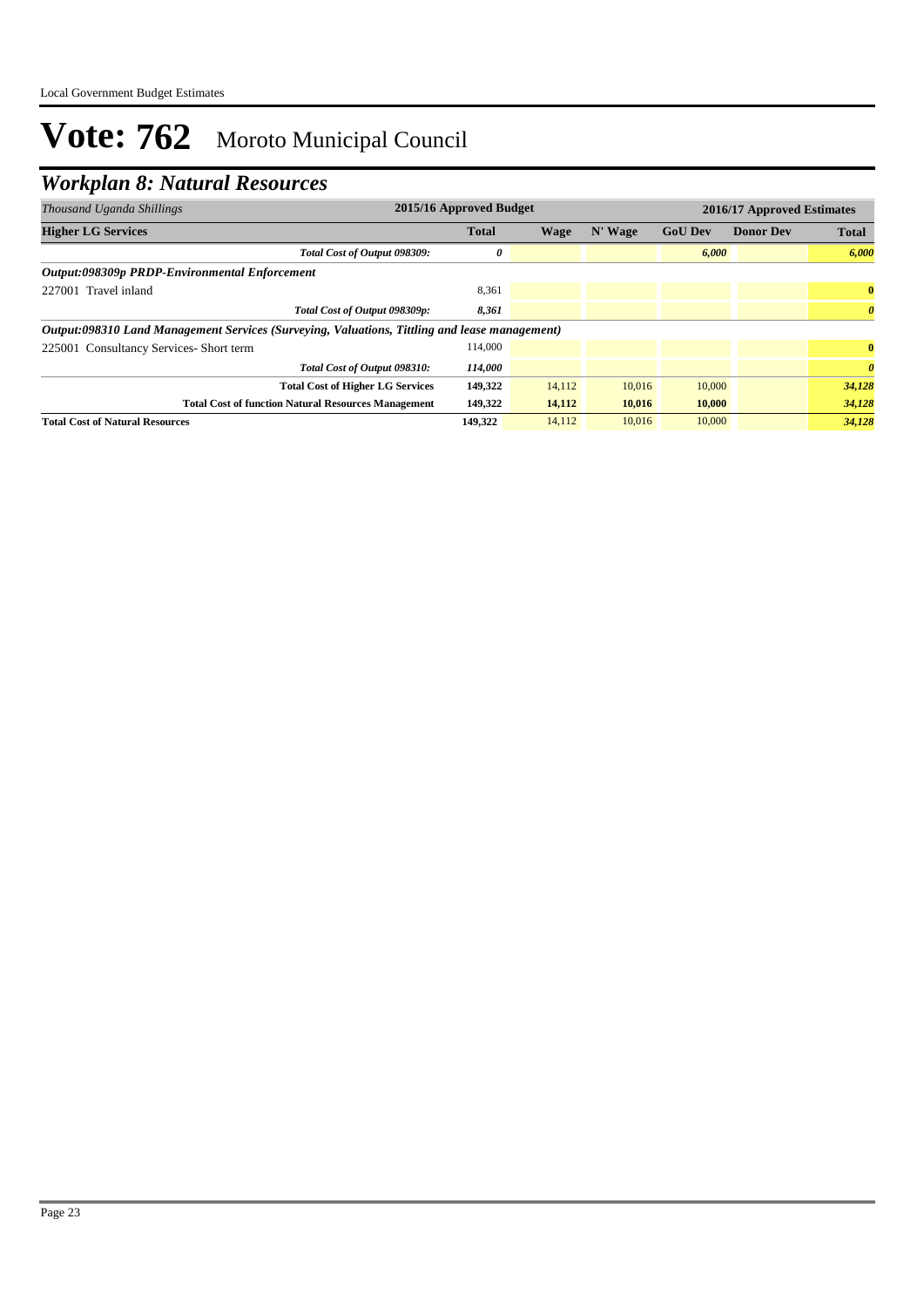# Vote: 762 Moroto Municipal Council

## *Workplan 8: Natural Resources*

| *Thousand Uganda Shillings* | 2015/16 Approved Budget | 2016/17 Approved Estimates | | | | |
|---|---|---|---|---|---|---|
| **Higher LG Services** | **Total** | **Wage** | **N' Wage** | **GoU Dev** | **Donor Dev** | **Total** |
| *Total Cost of Output 098309:* | *0* | | | *6,000* | | *6,000* |
| ***Output:098309p PRDP-Environmental Enforcement*** | | | | | | |
| 227001 Travel inland | 8,361 | | | | | **0** |
| *Total Cost of Output 098309p:* | *8,361* | | | | | *0* |
| ***Output:098310 Land Management Services (Surveying, Valuations, Tittling and lease management)*** | | | | | | |
| 225001 Consultancy Services- Short term | 114,000 | | | | | **0** |
| *Total Cost of Output 098310:* | *114,000* | | | | | *0* |
| **Total Cost of Higher LG Services** | **149,322** | 14,112 | 10,016 | 10,000 | | *34,128* |
| **Total Cost of function Natural Resources Management** | **149,322** | **14,112** | **10,016** | **10,000** | | *34,128* |
| **Total Cost of Natural Resources** | **149,322** | 14,112 | 10,016 | 10,000 | | *34,128* |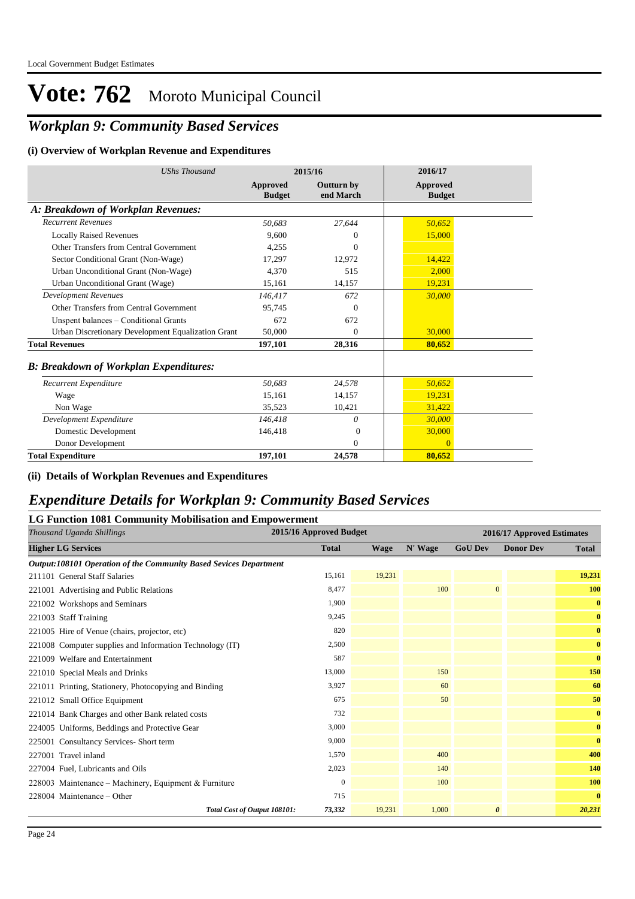# Vote: 762 Moroto Municipal Council

## *Workplan 9: Community Based Services*

### (i) Overview of Workplan Revenue and Expenditures

| *UShs Thousand* | 2015/16 | | 2016/17 |
|---|---|---|---|
| | **Approved Budget** | **Outturn by end March** | **Approved Budget** |
| ***A: Breakdown of Workplan Revenues:*** | | | |
| *Recurrent Revenues* | *50,683* | *27,644* | *50,652* |
| Locally Raised Revenues | 9,600 | 0 | 15,000 |
| Other Transfers from Central Government | 4,255 | 0 | |
| Sector Conditional Grant (Non-Wage) | 17,297 | 12,972 | 14,422 |
| Urban Unconditional Grant (Non-Wage) | 4,370 | 515 | 2,000 |
| Urban Unconditional Grant (Wage) | 15,161 | 14,157 | 19,231 |
| *Development Revenues* | *146,417* | *672* | *30,000* |
| Other Transfers from Central Government | 95,745 | 0 | |
| Unspent balances – Conditional Grants | 672 | 672 | |
| Urban Discretionary Development Equalization Grant | 50,000 | 0 | 30,000 |
| **Total Revenues** | **197,101** | **28,316** | **80,652** |
| ***B: Breakdown of Workplan Expenditures:*** | | | |
| *Recurrent Expenditure* | *50,683* | *24,578* | *50,652* |
| Wage | 15,161 | 14,157 | 19,231 |
| Non Wage | 35,523 | 10,421 | 31,422 |
| *Development Expenditure* | *146,418* | *0* | *30,000* |
| Domestic Development | 146,418 | 0 | 30,000 |
| Donor Development | | 0 | 0 |
| **Total Expenditure** | **197,101** | **24,578** | **80,652** |

### (ii) Details of Workplan Revenues and Expenditures

## *Expenditure Details for Workplan 9: Community Based Services*

### LG Function 1081 Community Mobilisation and Empowerment

| *Thousand Uganda Shillings* | 2015/16 Approved Budget | 2016/17 Approved Estimates | | | | |
|---|---|---|---|---|---|---|
| **Higher LG Services** | **Total** | **Wage** | **N' Wage** | **GoU Dev** | **Donor Dev** | **Total** |
| ***Output:108101 Operation of the Community Based Sevices Department*** | | | | | | |
| 211101 General Staff Salaries | 15,161 | 19,231 | | | | **19,231** |
| 221001 Advertising and Public Relations | 8,477 | | 100 | 0 | | **100** |
| 221002 Workshops and Seminars | 1,900 | | | | | **0** |
| 221003 Staff Training | 9,245 | | | | | **0** |
| 221005 Hire of Venue (chairs, projector, etc) | 820 | | | | | **0** |
| 221008 Computer supplies and Information Technology (IT) | 2,500 | | | | | **0** |
| 221009 Welfare and Entertainment | 587 | | | | | **0** |
| 221010 Special Meals and Drinks | 13,000 | | 150 | | | **150** |
| 221011 Printing, Stationery, Photocopying and Binding | 3,927 | | 60 | | | **60** |
| 221012 Small Office Equipment | 675 | | 50 | | | **50** |
| 221014 Bank Charges and other Bank related costs | 732 | | | | | **0** |
| 224005 Uniforms, Beddings and Protective Gear | 3,000 | | | | | **0** |
| 225001 Consultancy Services- Short term | 9,000 | | | | | **0** |
| 227001 Travel inland | 1,570 | | 400 | | | **400** |
| 227004 Fuel, Lubricants and Oils | 2,023 | | 140 | | | **140** |
| 228003 Maintenance – Machinery, Equipment & Furniture | 0 | | 100 | | | **100** |
| 228004 Maintenance – Other | 715 | | | | | **0** |
| ***Total Cost of Output 108101:*** | *73,332* | *19,231* | *1,000* | ***0*** | | ***20,231*** |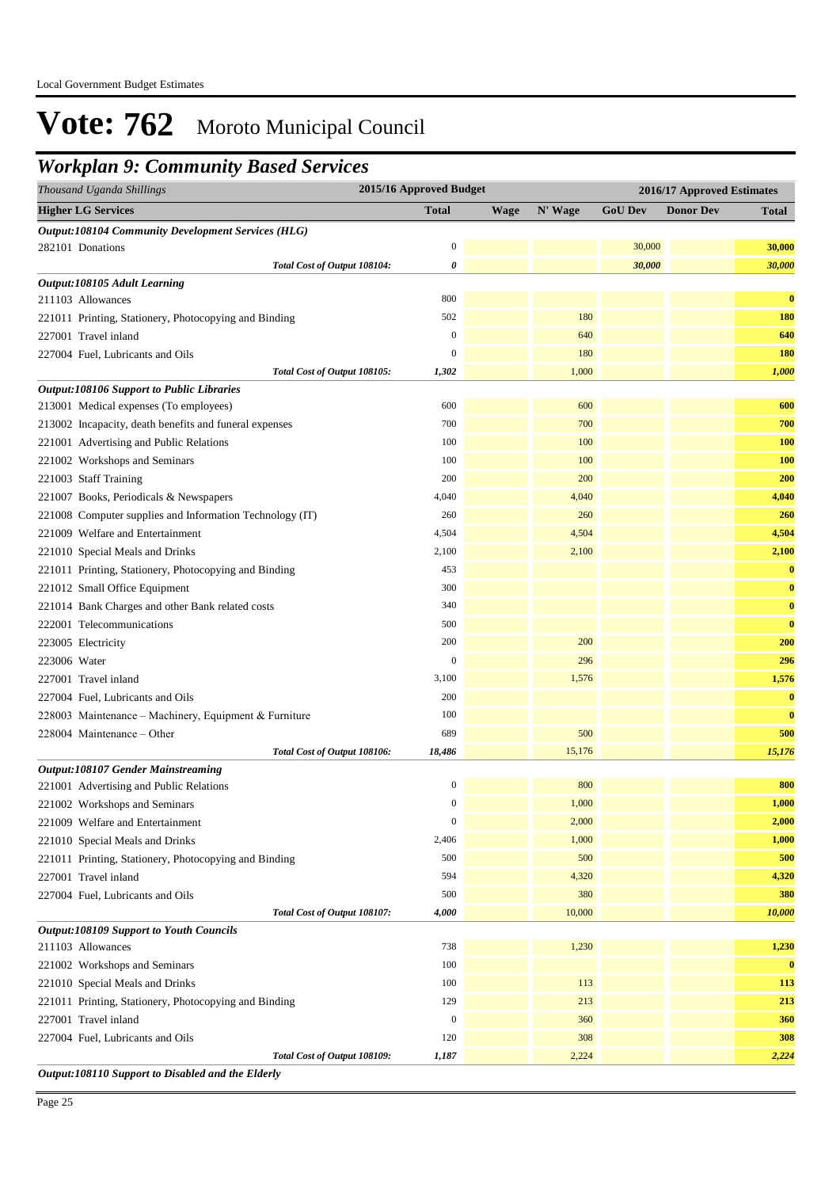Local Government Budget Estimates

# Vote: 762 Moroto Municipal Council

## *Workplan 9: Community Based Services*

| *Thousand Uganda Shillings* | 2015/16 Approved Budget | 2016/17 Approved Estimates | | | | |
|---|---|---|---|---|---|---|
| **Higher LG Services** | **Total** | **Wage** | **N' Wage** | **GoU Dev** | **Donor Dev** | **Total** |
| ***Output:108104 Community Development Services (HLG)*** | | | | | | |
| 282101 Donations | 0 | | | 30,000 | | **30,000** |
| *Total Cost of Output 108104:* | *0* | | | *30,000* | | *30,000* |
| ***Output:108105 Adult Learning*** | | | | | | |
| 211103 Allowances | 800 | | | | | **0** |
| 221011 Printing, Stationery, Photocopying and Binding | 502 | | 180 | | | **180** |
| 227001 Travel inland | 0 | | 640 | | | **640** |
| 227004 Fuel, Lubricants and Oils | 0 | | 180 | | | **180** |
| *Total Cost of Output 108105:* | *1,302* | | 1,000 | | | *1,000* |
| ***Output:108106 Support to Public Libraries*** | | | | | | |
| 213001 Medical expenses (To employees) | 600 | | 600 | | | **600** |
| 213002 Incapacity, death benefits and funeral expenses | 700 | | 700 | | | **700** |
| 221001 Advertising and Public Relations | 100 | | 100 | | | **100** |
| 221002 Workshops and Seminars | 100 | | 100 | | | **100** |
| 221003 Staff Training | 200 | | 200 | | | **200** |
| 221007 Books, Periodicals & Newspapers | 4,040 | | 4,040 | | | **4,040** |
| 221008 Computer supplies and Information Technology (IT) | 260 | | 260 | | | **260** |
| 221009 Welfare and Entertainment | 4,504 | | 4,504 | | | **4,504** |
| 221010 Special Meals and Drinks | 2,100 | | 2,100 | | | **2,100** |
| 221011 Printing, Stationery, Photocopying and Binding | 453 | | | | | **0** |
| 221012 Small Office Equipment | 300 | | | | | **0** |
| 221014 Bank Charges and other Bank related costs | 340 | | | | | **0** |
| 222001 Telecommunications | 500 | | | | | **0** |
| 223005 Electricity | 200 | | 200 | | | **200** |
| 223006 Water | 0 | | 296 | | | **296** |
| 227001 Travel inland | 3,100 | | 1,576 | | | **1,576** |
| 227004 Fuel, Lubricants and Oils | 200 | | | | | **0** |
| 228003 Maintenance – Machinery, Equipment & Furniture | 100 | | | | | **0** |
| 228004 Maintenance – Other | 689 | | 500 | | | **500** |
| *Total Cost of Output 108106:* | *18,486* | | 15,176 | | | *15,176* |
| ***Output:108107 Gender Mainstreaming*** | | | | | | |
| 221001 Advertising and Public Relations | 0 | | 800 | | | **800** |
| 221002 Workshops and Seminars | 0 | | 1,000 | | | **1,000** |
| 221009 Welfare and Entertainment | 0 | | 2,000 | | | **2,000** |
| 221010 Special Meals and Drinks | 2,406 | | 1,000 | | | **1,000** |
| 221011 Printing, Stationery, Photocopying and Binding | 500 | | 500 | | | **500** |
| 227001 Travel inland | 594 | | 4,320 | | | **4,320** |
| 227004 Fuel, Lubricants and Oils | 500 | | 380 | | | **380** |
| *Total Cost of Output 108107:* | *4,000* | | 10,000 | | | *10,000* |
| ***Output:108109 Support to Youth Councils*** | | | | | | |
| 211103 Allowances | 738 | | 1,230 | | | **1,230** |
| 221002 Workshops and Seminars | 100 | | | | | **0** |
| 221010 Special Meals and Drinks | 100 | | 113 | | | **113** |
| 221011 Printing, Stationery, Photocopying and Binding | 129 | | 213 | | | **213** |
| 227001 Travel inland | 0 | | 360 | | | **360** |
| 227004 Fuel, Lubricants and Oils | 120 | | 308 | | | **308** |
| *Total Cost of Output 108109:* | *1,187* | | 2,224 | | | *2,224* |
| ***Output:108110 Support to Disabled and the Elderly*** | | | | | | |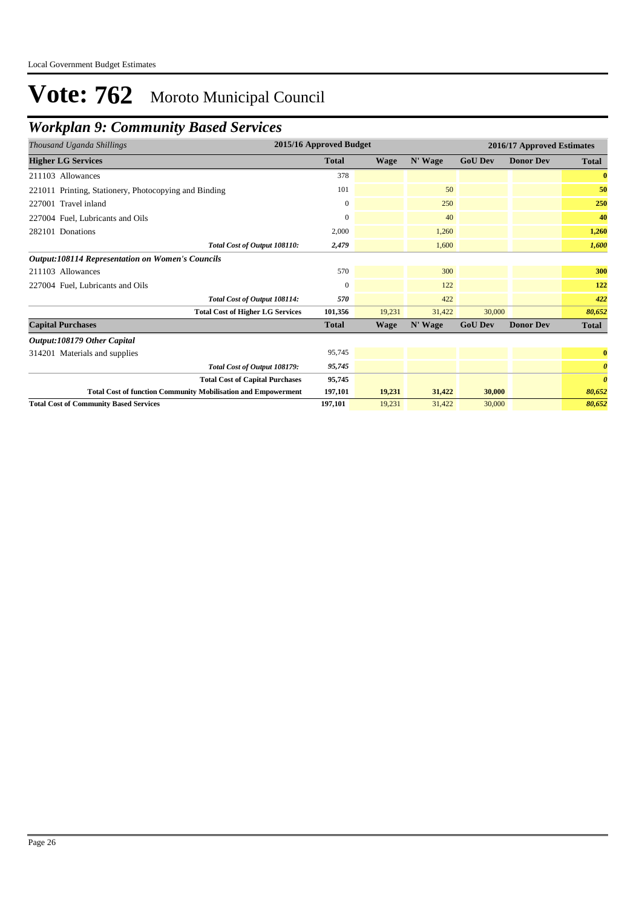# Vote: 762 Moroto Municipal Council

## *Workplan 9: Community Based Services*

| *Thousand Uganda Shillings* | 2015/16 Approved Budget | 2016/17 Approved Estimates | | | | |
|---|---|---|---|---|---|---|
| **Higher LG Services** | **Total** | **Wage** | **N' Wage** | **GoU Dev** | **Donor Dev** | **Total** |
| 211103 Allowances | 378 | | | | | **0** |
| 221011 Printing, Stationery, Photocopying and Binding | 101 | | 50 | | | **50** |
| 227001 Travel inland | 0 | | 250 | | | **250** |
| 227004 Fuel, Lubricants and Oils | 0 | | 40 | | | **40** |
| 282101 Donations | 2,000 | | 1,260 | | | **1,260** |
| *Total Cost of Output 108110:* | *2,479* | | 1,600 | | | ***1,600*** |
| ***Output:108114 Representation on Women's Councils*** | | | | | | |
| 211103 Allowances | 570 | | 300 | | | **300** |
| 227004 Fuel, Lubricants and Oils | 0 | | 122 | | | **122** |
| *Total Cost of Output 108114:* | *570* | | 422 | | | ***422*** |
| **Total Cost of Higher LG Services** | **101,356** | 19,231 | 31,422 | 30,000 | | ***80,652*** |
| **Capital Purchases** | **Total** | **Wage** | **N' Wage** | **GoU Dev** | **Donor Dev** | **Total** |
| ***Output:108179 Other Capital*** | | | | | | |
| 314201 Materials and supplies | 95,745 | | | | | **0** |
| *Total Cost of Output 108179:* | *95,745* | | | | | ***0*** |
| **Total Cost of Capital Purchases** | **95,745** | | | | | ***0*** |
| **Total Cost of function Community Mobilisation and Empowerment** | **197,101** | **19,231** | **31,422** | **30,000** | | ***80,652*** |
| **Total Cost of Community Based Services** | **197,101** | 19,231 | 31,422 | 30,000 | | ***80,652*** |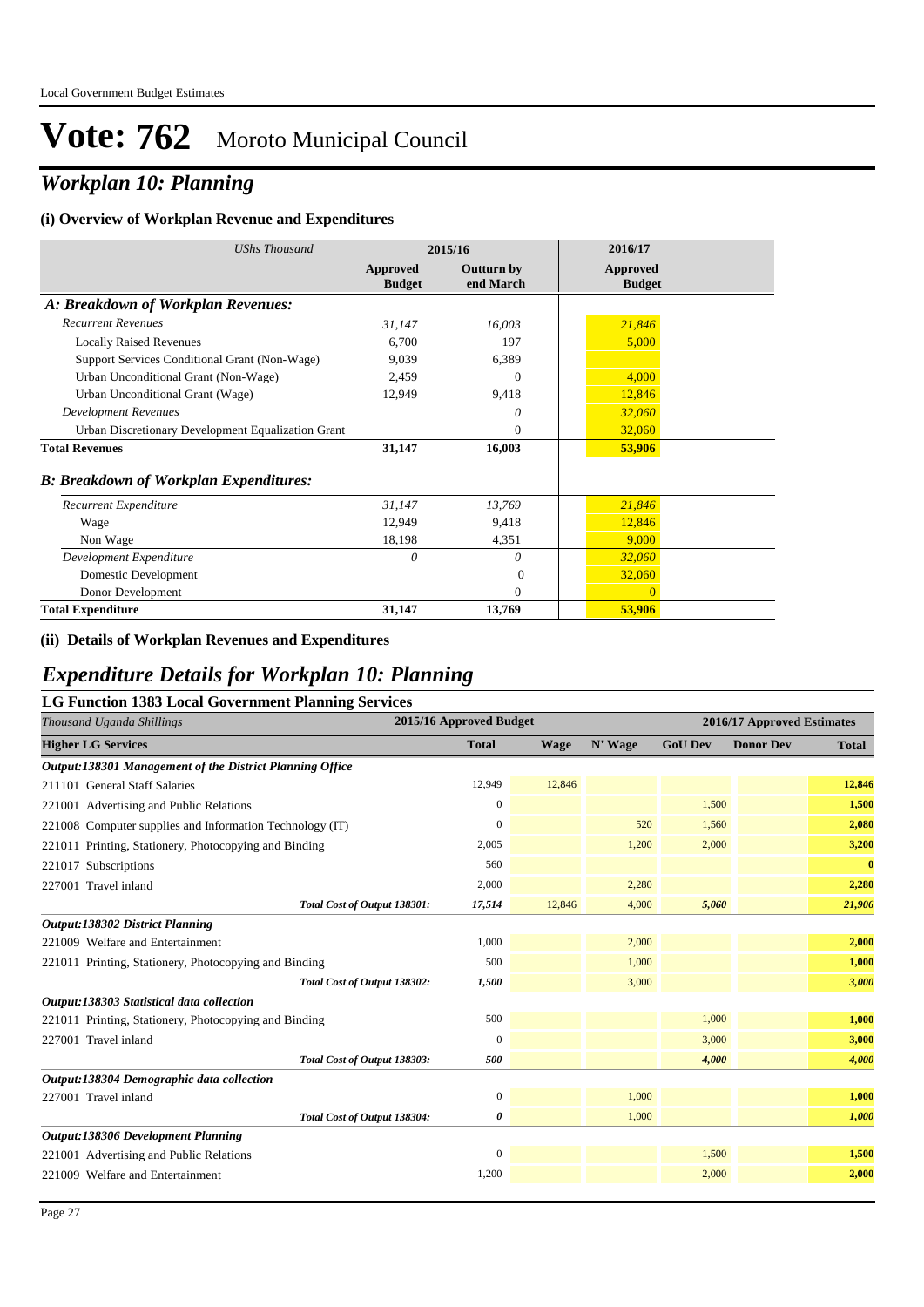# Vote: 762 Moroto Municipal Council

## *Workplan 10: Planning*

### (i) Overview of Workplan Revenue and Expenditures

| *UShs Thousand* | 2015/16 | | 2016/17 |
|---|---|---|---|
| | **Approved Budget** | **Outturn by end March** | **Approved Budget** |
| ***A: Breakdown of Workplan Revenues:*** | | | |
| *Recurrent Revenues* | *31,147* | *16,003* | *21,846* |
| Locally Raised Revenues | 6,700 | 197 | 5,000 |
| Support Services Conditional Grant (Non-Wage) | 9,039 | 6,389 | |
| Urban Unconditional Grant (Non-Wage) | 2,459 | 0 | 4,000 |
| Urban Unconditional Grant (Wage) | 12,949 | 9,418 | 12,846 |
| *Development Revenues* | | *0* | *32,060* |
| Urban Discretionary Development Equalization Grant | | 0 | 32,060 |
| **Total Revenues** | **31,147** | **16,003** | **53,906** |
| ***B: Breakdown of Workplan Expenditures:*** | | | |
| *Recurrent Expenditure* | *31,147* | *13,769* | *21,846* |
| Wage | 12,949 | 9,418 | 12,846 |
| Non Wage | 18,198 | 4,351 | 9,000 |
| *Development Expenditure* | *0* | *0* | *32,060* |
| Domestic Development | | 0 | 32,060 |
| Donor Development | | 0 | 0 |
| **Total Expenditure** | **31,147** | **13,769** | **53,906** |

### (ii) Details of Workplan Revenues and Expenditures

## *Expenditure Details for Workplan 10: Planning*

### LG Function 1383 Local Government Planning Services

| *Thousand Uganda Shillings* | 2015/16 Approved Budget | 2016/17 Approved Estimates | | | | |
|---|---|---|---|---|---|---|
| **Higher LG Services** | **Total** | **Wage** | **N' Wage** | **GoU Dev** | **Donor Dev** | **Total** |
| ***Output:138301 Management of the District Planning Office*** | | | | | | |
| 211101 General Staff Salaries | 12,949 | 12,846 | | | | **12,846** |
| 221001 Advertising and Public Relations | 0 | | | 1,500 | | **1,500** |
| 221008 Computer supplies and Information Technology (IT) | 0 | | 520 | 1,560 | | **2,080** |
| 221011 Printing, Stationery, Photocopying and Binding | 2,005 | | 1,200 | 2,000 | | **3,200** |
| 221017 Subscriptions | 560 | | | | | **0** |
| 227001 Travel inland | 2,000 | | 2,280 | | | **2,280** |
| ***Total Cost of Output 138301:*** | ***17,514*** | 12,846 | 4,000 | ***5,060*** | | ***21,906*** |
| ***Output:138302 District Planning*** | | | | | | |
| 221009 Welfare and Entertainment | 1,000 | | 2,000 | | | **2,000** |
| 221011 Printing, Stationery, Photocopying and Binding | 500 | | 1,000 | | | **1,000** |
| ***Total Cost of Output 138302:*** | ***1,500*** | | 3,000 | | | ***3,000*** |
| ***Output:138303 Statistical data collection*** | | | | | | |
| 221011 Printing, Stationery, Photocopying and Binding | 500 | | | 1,000 | | **1,000** |
| 227001 Travel inland | 0 | | | 3,000 | | **3,000** |
| ***Total Cost of Output 138303:*** | ***500*** | | | ***4,000*** | | ***4,000*** |
| ***Output:138304 Demographic data collection*** | | | | | | |
| 227001 Travel inland | 0 | | 1,000 | | | **1,000** |
| ***Total Cost of Output 138304:*** | ***0*** | | 1,000 | | | ***1,000*** |
| ***Output:138306 Development Planning*** | | | | | | |
| 221001 Advertising and Public Relations | 0 | | | 1,500 | | **1,500** |
| 221009 Welfare and Entertainment | 1,200 | | | 2,000 | | **2,000** |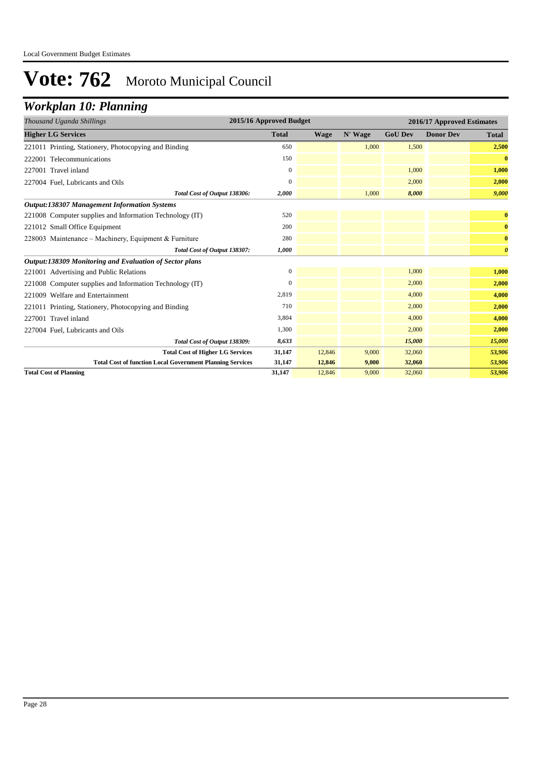# Vote: 762 Moroto Municipal Council

## *Workplan 10: Planning*

| *Thousand Uganda Shillings* | 2015/16 Approved Budget | 2016/17 Approved Estimates | | | | |
|---|---|---|---|---|---|---|
| **Higher LG Services** | **Total** | **Wage** | **N' Wage** | **GoU Dev** | **Donor Dev** | **Total** |
| 221011 Printing, Stationery, Photocopying and Binding | 650 | | 1,000 | 1,500 | | **2,500** |
| 222001 Telecommunications | 150 | | | | | **0** |
| 227001 Travel inland | 0 | | | 1,000 | | **1,000** |
| 227004 Fuel, Lubricants and Oils | 0 | | | 2,000 | | **2,000** |
| ***Total Cost of Output 138306:*** | ***2,000*** | | 1,000 | ***8,000*** | | ***9,000*** |
| ***Output:138307 Management Information Systems*** | | | | | | |
| 221008 Computer supplies and Information Technology (IT) | 520 | | | | | **0** |
| 221012 Small Office Equipment | 200 | | | | | **0** |
| 228003 Maintenance – Machinery, Equipment & Furniture | 280 | | | | | **0** |
| ***Total Cost of Output 138307:*** | ***1,000*** | | | | | ***0*** |
| ***Output:138309 Monitoring and Evaluation of Sector plans*** | | | | | | |
| 221001 Advertising and Public Relations | 0 | | | 1,000 | | **1,000** |
| 221008 Computer supplies and Information Technology (IT) | 0 | | | 2,000 | | **2,000** |
| 221009 Welfare and Entertainment | 2,819 | | | 4,000 | | **4,000** |
| 221011 Printing, Stationery, Photocopying and Binding | 710 | | | 2,000 | | **2,000** |
| 227001 Travel inland | 3,804 | | | 4,000 | | **4,000** |
| 227004 Fuel, Lubricants and Oils | 1,300 | | | 2,000 | | **2,000** |
| ***Total Cost of Output 138309:*** | ***8,633*** | | | ***15,000*** | | ***15,000*** |
| **Total Cost of Higher LG Services** | **31,147** | 12,846 | 9,000 | 32,060 | | ***53,906*** |
| **Total Cost of function Local Government Planning Services** | **31,147** | **12,846** | **9,000** | **32,060** | | ***53,906*** |
| **Total Cost of Planning** | **31,147** | 12,846 | 9,000 | 32,060 | | ***53,906*** |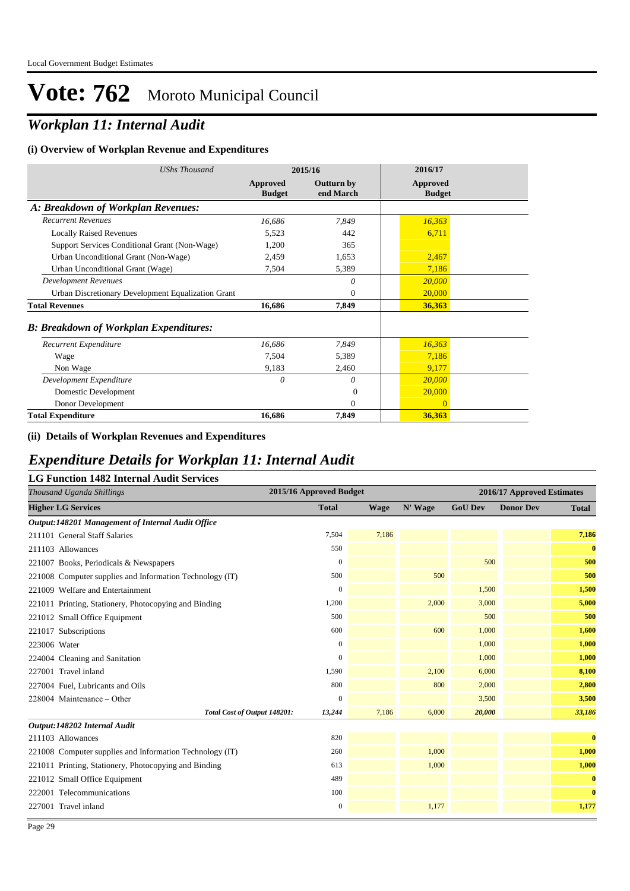Local Government Budget Estimates

# Vote: 762 Moroto Municipal Council

## *Workplan 11: Internal Audit*

### (i) Overview of Workplan Revenue and Expenditures

| *UShs Thousand* | 2015/16 | | 2016/17 |
|---|---|---|---|
| | **Approved Budget** | **Outturn by end March** | **Approved Budget** |
| ***A: Breakdown of Workplan Revenues:*** | | | |
| *Recurrent Revenues* | *16,686* | *7,849* | *16,363* |
| Locally Raised Revenues | 5,523 | 442 | 6,711 |
| Support Services Conditional Grant (Non-Wage) | 1,200 | 365 | |
| Urban Unconditional Grant (Non-Wage) | 2,459 | 1,653 | 2,467 |
| Urban Unconditional Grant (Wage) | 7,504 | 5,389 | 7,186 |
| *Development Revenues* | | *0* | *20,000* |
| Urban Discretionary Development Equalization Grant | | 0 | 20,000 |
| **Total Revenues** | **16,686** | **7,849** | **36,363** |
| ***B: Breakdown of Workplan Expenditures:*** | | | |
| *Recurrent Expenditure* | *16,686* | *7,849* | *16,363* |
| Wage | 7,504 | 5,389 | 7,186 |
| Non Wage | 9,183 | 2,460 | 9,177 |
| *Development Expenditure* | *0* | *0* | *20,000* |
| Domestic Development | | 0 | 20,000 |
| Donor Development | | 0 | 0 |
| **Total Expenditure** | **16,686** | **7,849** | **36,363** |

### (ii) Details of Workplan Revenues and Expenditures

## *Expenditure Details for Workplan 11: Internal Audit*

### LG Function 1482 Internal Audit Services

| *Thousand Uganda Shillings* | 2015/16 Approved Budget | 2016/17 Approved Estimates | | | | |
|---|---|---|---|---|---|---|
| **Higher LG Services** | **Total** | **Wage** | **N' Wage** | **GoU Dev** | **Donor Dev** | **Total** |
| ***Output:148201 Management of Internal Audit Office*** | | | | | | |
| 211101 General Staff Salaries | 7,504 | 7,186 | | | | **7,186** |
| 211103 Allowances | 550 | | | | | **0** |
| 221007 Books, Periodicals & Newspapers | 0 | | | 500 | | **500** |
| 221008 Computer supplies and Information Technology (IT) | 500 | | 500 | | | **500** |
| 221009 Welfare and Entertainment | 0 | | | 1,500 | | **1,500** |
| 221011 Printing, Stationery, Photocopying and Binding | 1,200 | | 2,000 | 3,000 | | **5,000** |
| 221012 Small Office Equipment | 500 | | | 500 | | **500** |
| 221017 Subscriptions | 600 | | 600 | 1,000 | | **1,600** |
| 223006 Water | 0 | | | 1,000 | | **1,000** |
| 224004 Cleaning and Sanitation | 0 | | | 1,000 | | **1,000** |
| 227001 Travel inland | 1,590 | | 2,100 | 6,000 | | **8,100** |
| 227004 Fuel, Lubricants and Oils | 800 | | 800 | 2,000 | | **2,800** |
| 228004 Maintenance – Other | 0 | | | 3,500 | | **3,500** |
| ***Total Cost of Output 148201:*** | ***13,244*** | 7,186 | 6,000 | ***20,000*** | | ***33,186*** |
| ***Output:148202 Internal Audit*** | | | | | | |
| 211103 Allowances | 820 | | | | | **0** |
| 221008 Computer supplies and Information Technology (IT) | 260 | | 1,000 | | | **1,000** |
| 221011 Printing, Stationery, Photocopying and Binding | 613 | | 1,000 | | | **1,000** |
| 221012 Small Office Equipment | 489 | | | | | **0** |
| 222001 Telecommunications | 100 | | | | | **0** |
| 227001 Travel inland | 0 | | 1,177 | | | **1,177** |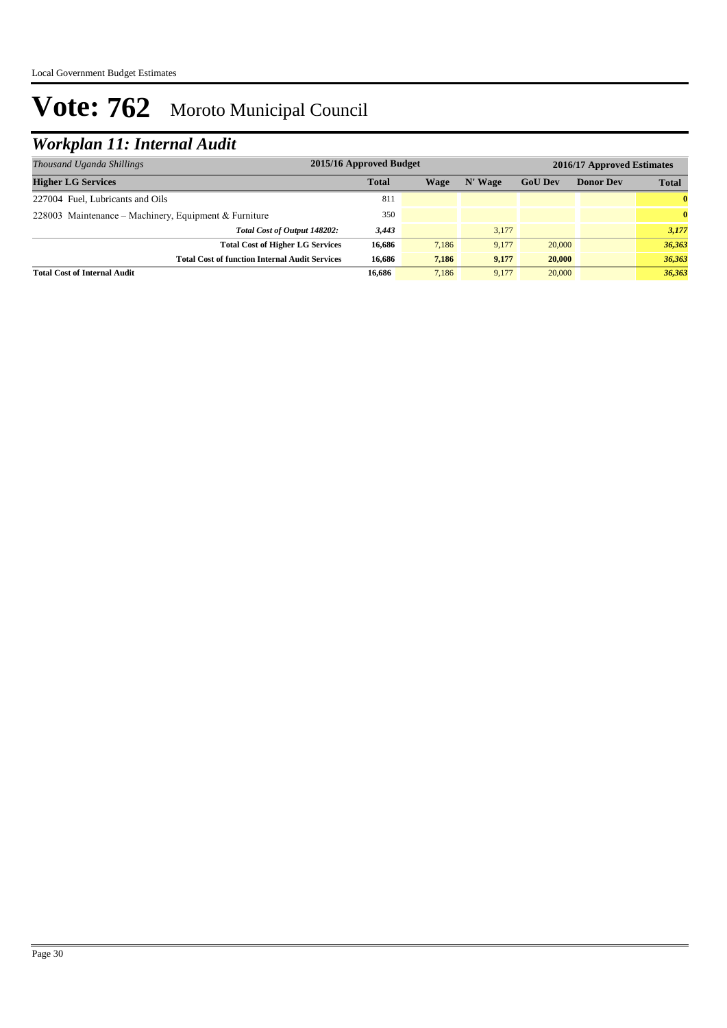# Vote: 762 Moroto Municipal Council

## *Workplan 11: Internal Audit*

| *Thousand Uganda Shillings* | 2015/16 Approved Budget | 2016/17 Approved Estimates | | | | |
|---|---|---|---|---|---|---|
| **Higher LG Services** | **Total** | **Wage** | **N' Wage** | **GoU Dev** | **Donor Dev** | **Total** |
| 227004 Fuel, Lubricants and Oils | 811 | | | | | **0** |
| 228003 Maintenance – Machinery, Equipment & Furniture | 350 | | | | | **0** |
| ***Total Cost of Output 148202:*** | ***3,443*** | | 3,177 | | | ***3,177*** |
| **Total Cost of Higher LG Services** | **16,686** | 7,186 | 9,177 | 20,000 | | ***36,363*** |
| **Total Cost of function Internal Audit Services** | **16,686** | **7,186** | **9,177** | **20,000** | | ***36,363*** |
| **Total Cost of Internal Audit** | **16,686** | 7,186 | 9,177 | 20,000 | | ***36,363*** |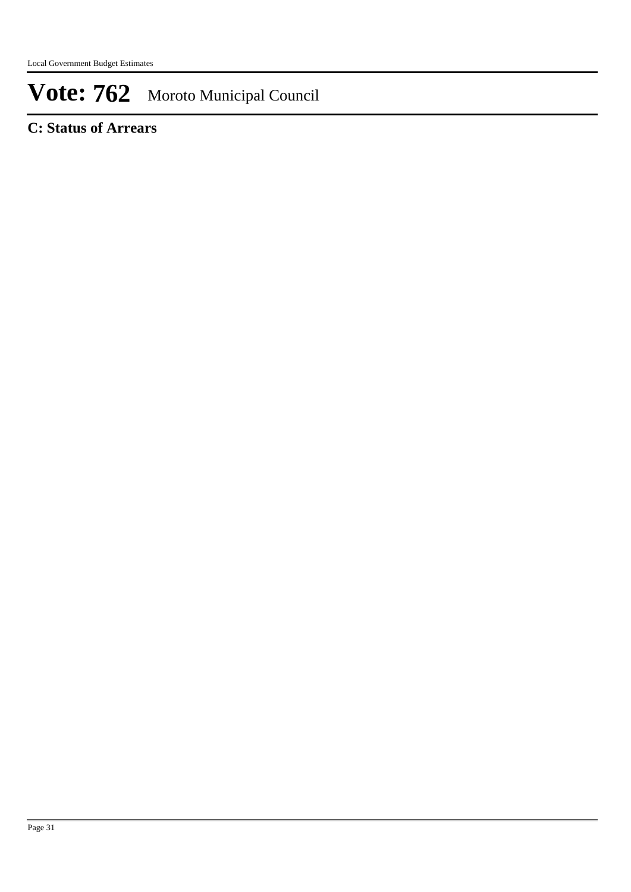# Vote: 762 Moroto Municipal Council

## C: Status of Arrears